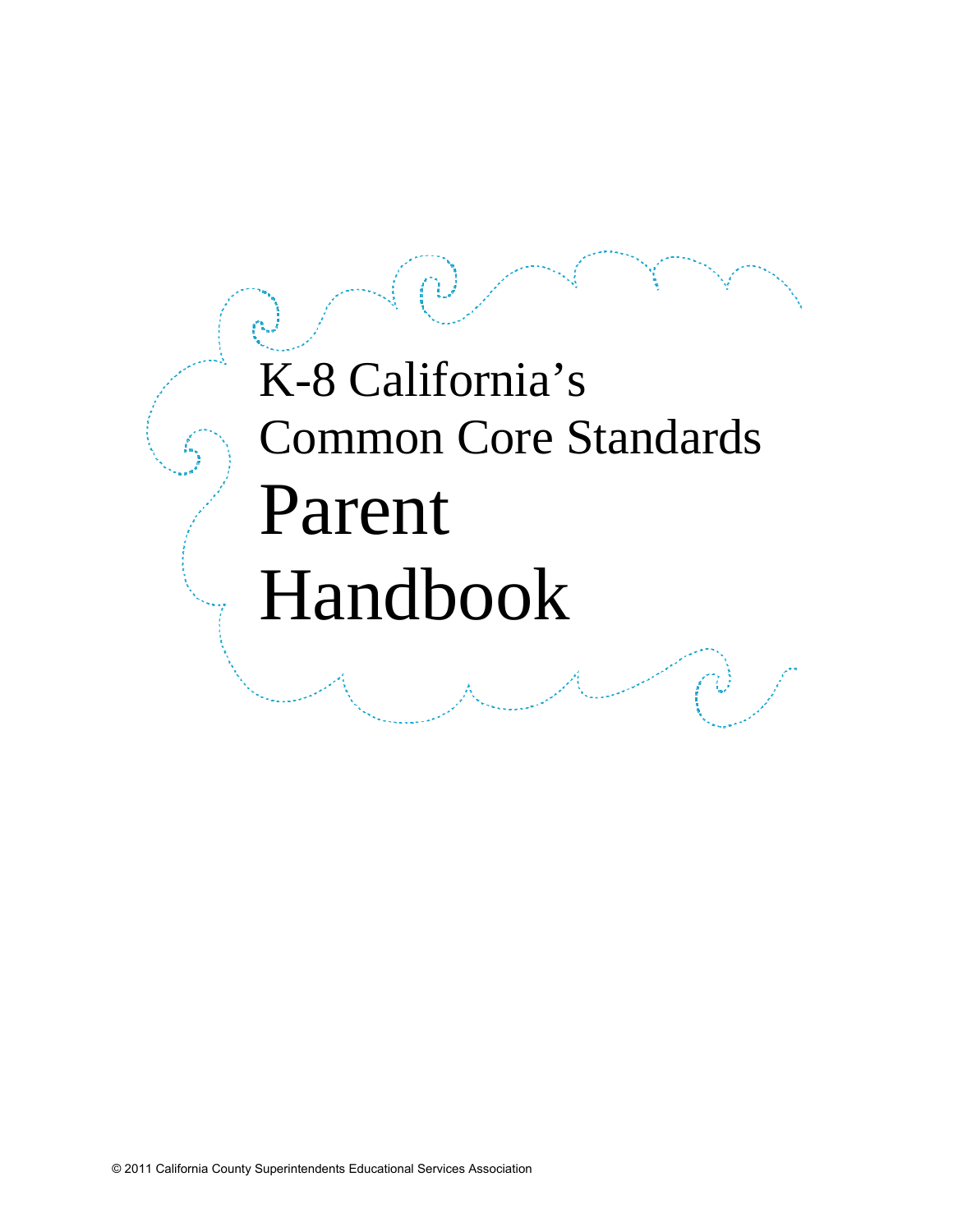# K-8 California's Common Core Standards

# Parent Handbook

© 2011 California County Superintendents Educational Services Association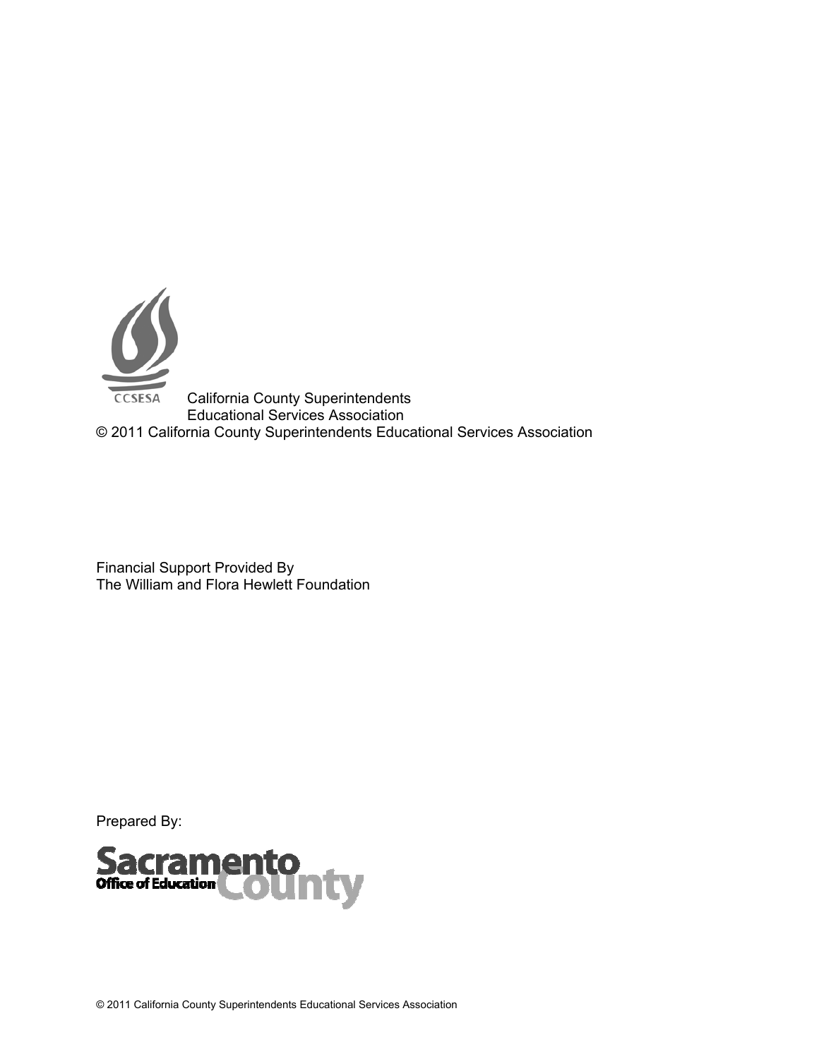CCSESA

California County Superintendents
Educational Services Association

© 2011 California County Superintendents Educational Services Association

Financial Support Provided By
The William and Flora Hewlett Foundation

Prepared By:

Sacramento County Office of Education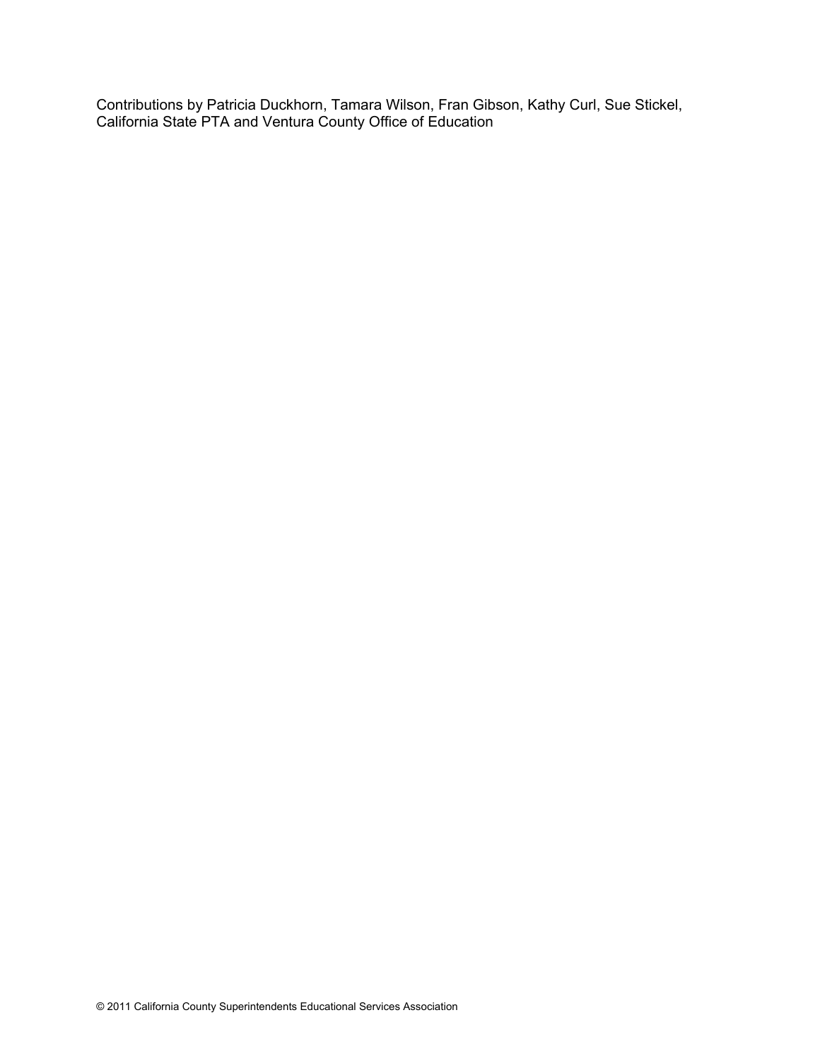Contributions by Patricia Duckhorn, Tamara Wilson, Fran Gibson, Kathy Curl, Sue Stickel, California State PTA and Ventura County Office of Education

© 2011 California County Superintendents Educational Services Association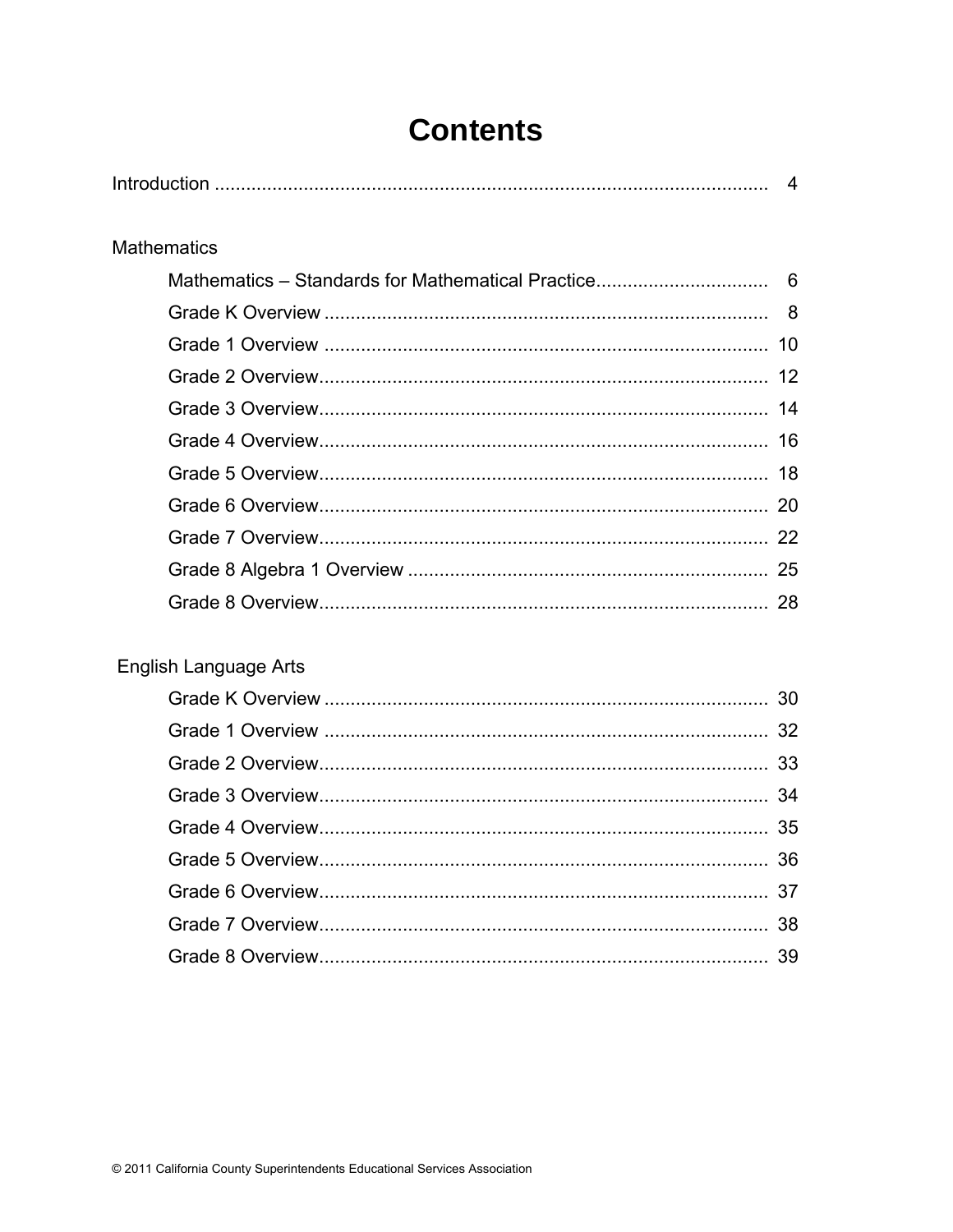# Contents

Introduction .......... 4

Mathematics

- Mathematics – Standards for Mathematical Practice .......... 6
- Grade K Overview .......... 8
- Grade 1 Overview .......... 10
- Grade 2 Overview .......... 12
- Grade 3 Overview .......... 14
- Grade 4 Overview .......... 16
- Grade 5 Overview .......... 18
- Grade 6 Overview .......... 20
- Grade 7 Overview .......... 22
- Grade 8 Algebra 1 Overview .......... 25
- Grade 8 Overview .......... 28

English Language Arts

- Grade K Overview .......... 30
- Grade 1 Overview .......... 32
- Grade 2 Overview .......... 33
- Grade 3 Overview .......... 34
- Grade 4 Overview .......... 35
- Grade 5 Overview .......... 36
- Grade 6 Overview .......... 37
- Grade 7 Overview .......... 38
- Grade 8 Overview .......... 39

© 2011 California County Superintendents Educational Services Association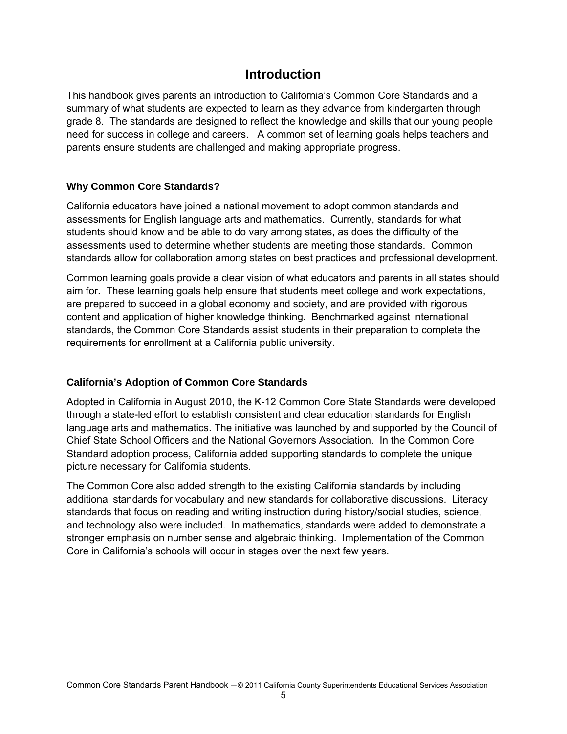# Introduction

This handbook gives parents an introduction to California's Common Core Standards and a summary of what students are expected to learn as they advance from kindergarten through grade 8. The standards are designed to reflect the knowledge and skills that our young people need for success in college and careers. A common set of learning goals helps teachers and parents ensure students are challenged and making appropriate progress.

### Why Common Core Standards?

California educators have joined a national movement to adopt common standards and assessments for English language arts and mathematics. Currently, standards for what students should know and be able to do vary among states, as does the difficulty of the assessments used to determine whether students are meeting those standards. Common standards allow for collaboration among states on best practices and professional development.

Common learning goals provide a clear vision of what educators and parents in all states should aim for. These learning goals help ensure that students meet college and work expectations, are prepared to succeed in a global economy and society, and are provided with rigorous content and application of higher knowledge thinking. Benchmarked against international standards, the Common Core Standards assist students in their preparation to complete the requirements for enrollment at a California public university.

### California's Adoption of Common Core Standards

Adopted in California in August 2010, the K-12 Common Core State Standards were developed through a state-led effort to establish consistent and clear education standards for English language arts and mathematics. The initiative was launched by and supported by the Council of Chief State School Officers and the National Governors Association. In the Common Core Standard adoption process, California added supporting standards to complete the unique picture necessary for California students.

The Common Core also added strength to the existing California standards by including additional standards for vocabulary and new standards for collaborative discussions. Literacy standards that focus on reading and writing instruction during history/social studies, science, and technology also were included. In mathematics, standards were added to demonstrate a stronger emphasis on number sense and algebraic thinking. Implementation of the Common Core in California's schools will occur in stages over the next few years.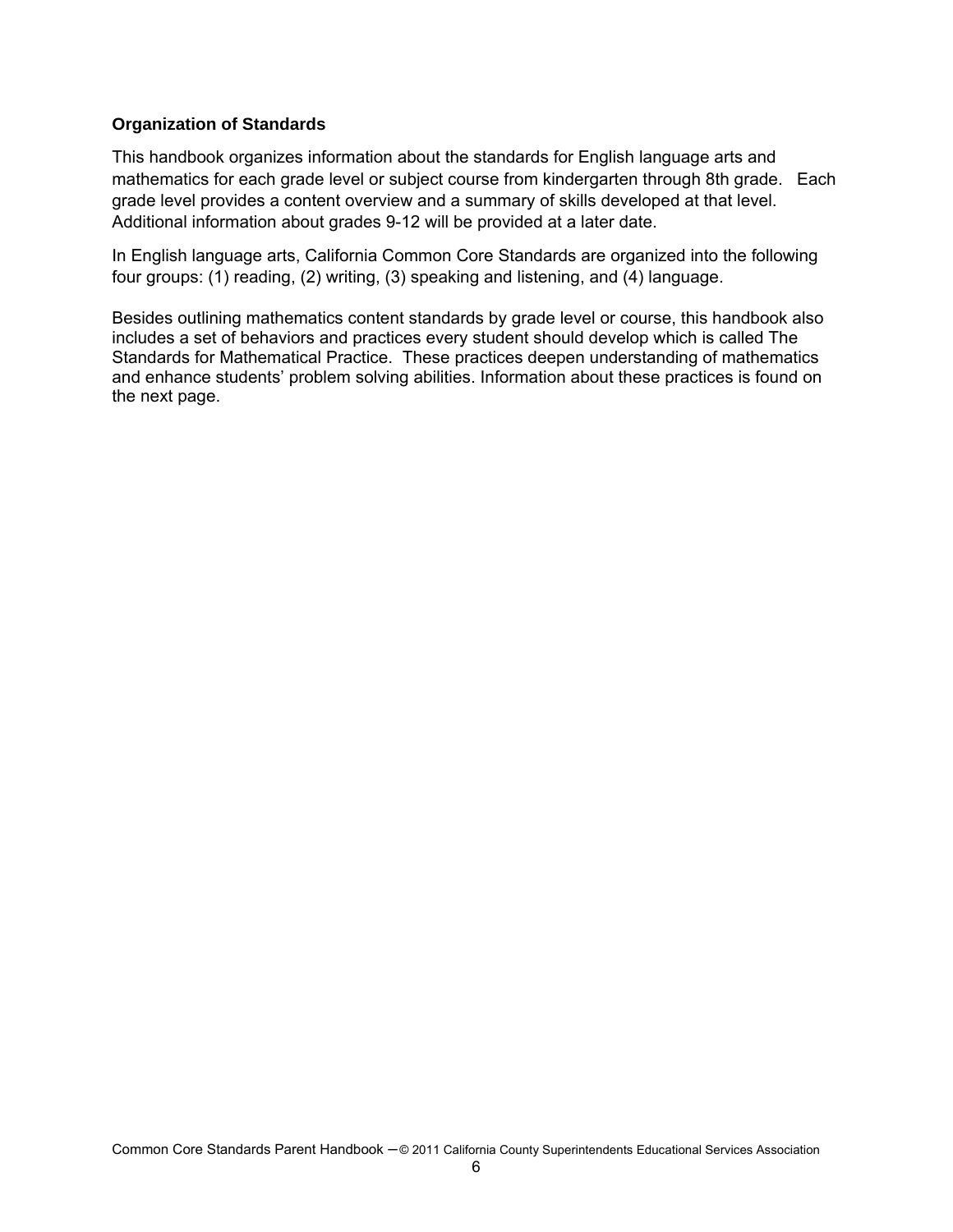### Organization of Standards

This handbook organizes information about the standards for English language arts and mathematics for each grade level or subject course from kindergarten through 8th grade. Each grade level provides a content overview and a summary of skills developed at that level. Additional information about grades 9-12 will be provided at a later date.

In English language arts, California Common Core Standards are organized into the following four groups: (1) reading, (2) writing, (3) speaking and listening, and (4) language.

Besides outlining mathematics content standards by grade level or course, this handbook also includes a set of behaviors and practices every student should develop which is called The Standards for Mathematical Practice. These practices deepen understanding of mathematics and enhance students' problem solving abilities. Information about these practices is found on the next page.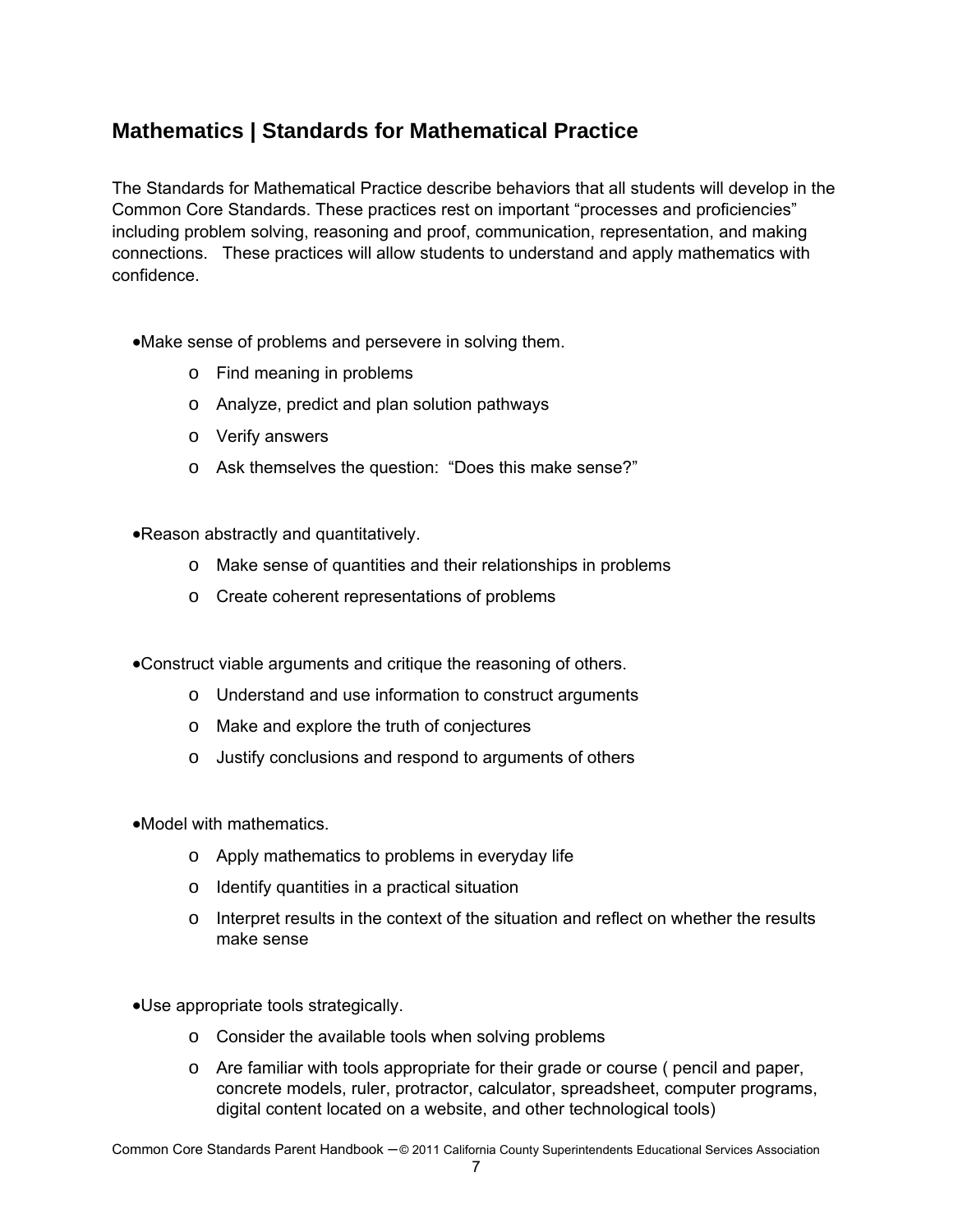## Mathematics | Standards for Mathematical Practice

The Standards for Mathematical Practice describe behaviors that all students will develop in the Common Core Standards. These practices rest on important "processes and proficiencies" including problem solving, reasoning and proof, communication, representation, and making connections. These practices will allow students to understand and apply mathematics with confidence.

- Make sense of problems and persevere in solving them.
  - Find meaning in problems
  - Analyze, predict and plan solution pathways
  - Verify answers
  - Ask themselves the question: "Does this make sense?"

- Reason abstractly and quantitatively.
  - Make sense of quantities and their relationships in problems
  - Create coherent representations of problems

- Construct viable arguments and critique the reasoning of others.
  - Understand and use information to construct arguments
  - Make and explore the truth of conjectures
  - Justify conclusions and respond to arguments of others

- Model with mathematics.
  - Apply mathematics to problems in everyday life
  - Identify quantities in a practical situation
  - Interpret results in the context of the situation and reflect on whether the results make sense

- Use appropriate tools strategically.
  - Consider the available tools when solving problems
  - Are familiar with tools appropriate for their grade or course ( pencil and paper, concrete models, ruler, protractor, calculator, spreadsheet, computer programs, digital content located on a website, and other technological tools)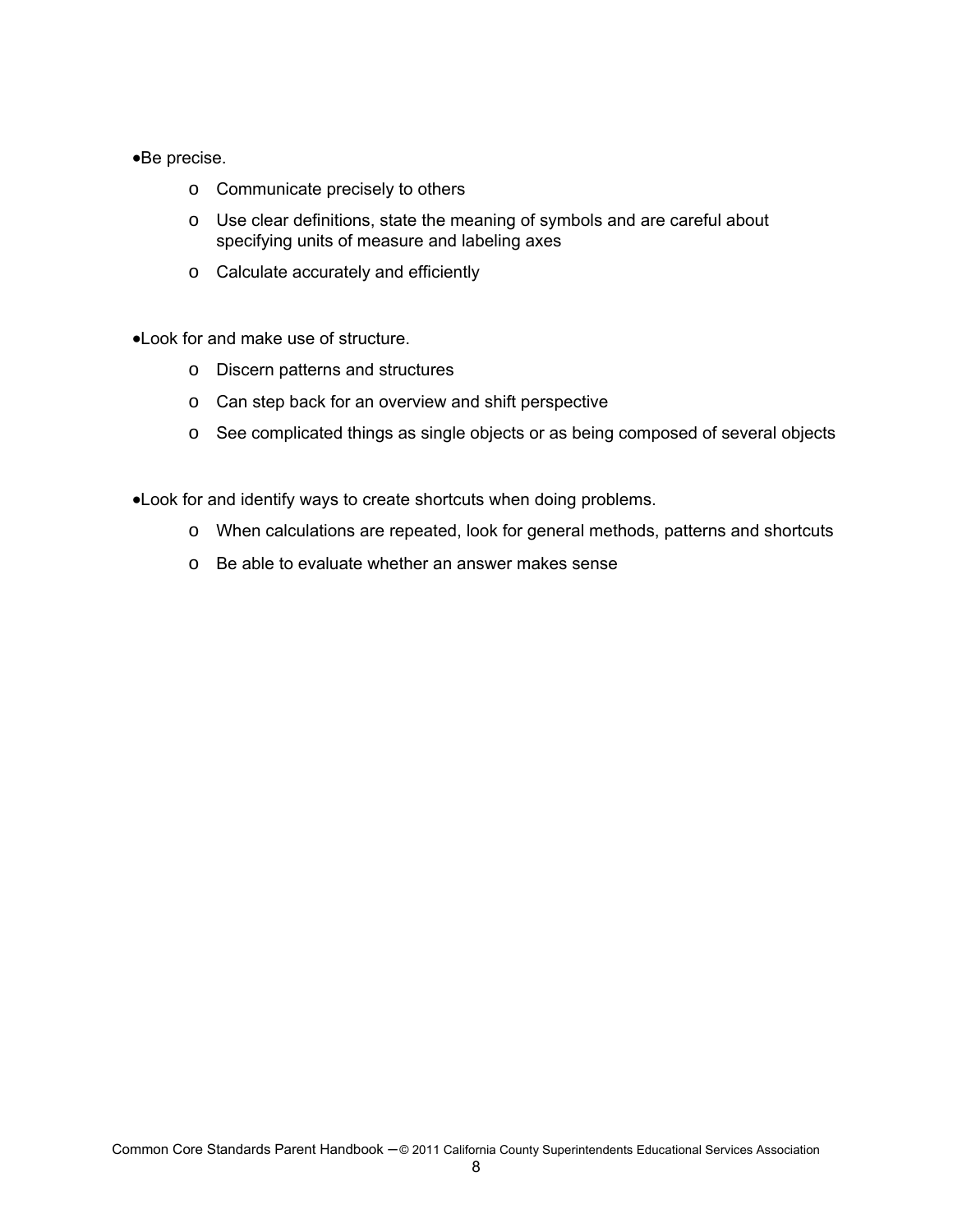- Be precise.
  - Communicate precisely to others
  - Use clear definitions, state the meaning of symbols and are careful about specifying units of measure and labeling axes
  - Calculate accurately and efficiently

- Look for and make use of structure.
  - Discern patterns and structures
  - Can step back for an overview and shift perspective
  - See complicated things as single objects or as being composed of several objects

- Look for and identify ways to create shortcuts when doing problems.
  - When calculations are repeated, look for general methods, patterns and shortcuts
  - Be able to evaluate whether an answer makes sense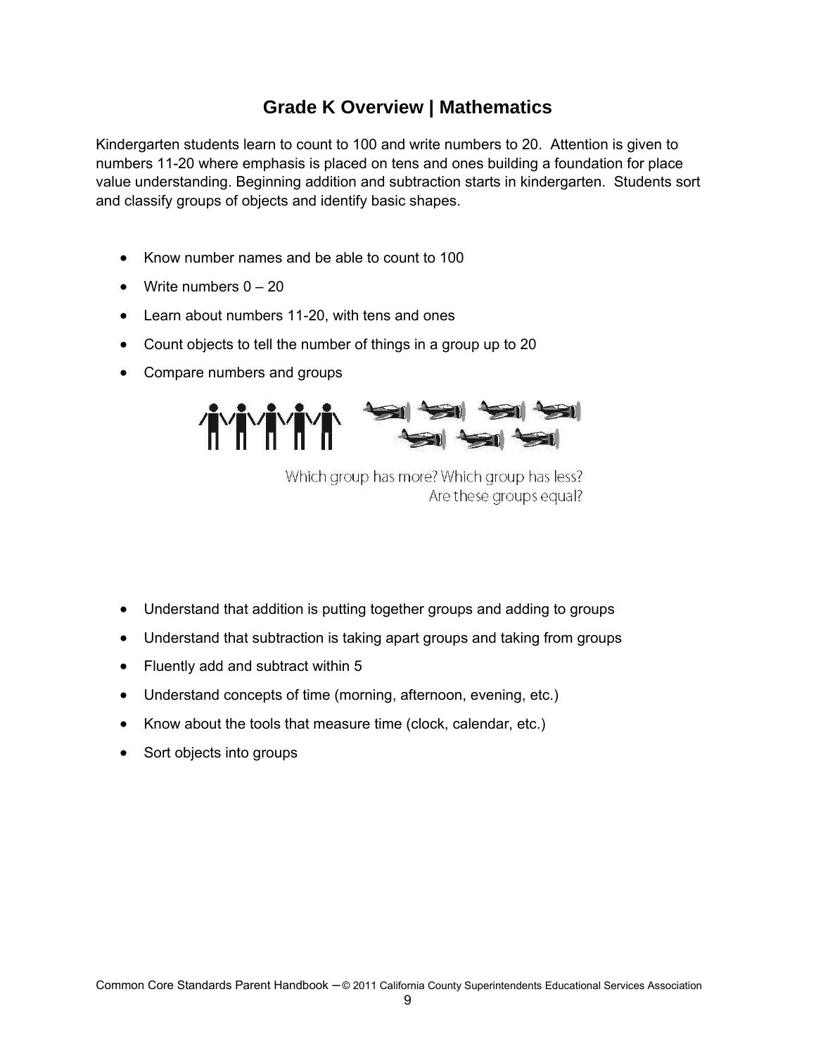# Grade K Overview | Mathematics

Kindergarten students learn to count to 100 and write numbers to 20. Attention is given to numbers 11-20 where emphasis is placed on tens and ones building a foundation for place value understanding. Beginning addition and subtraction starts in kindergarten. Students sort and classify groups of objects and identify basic shapes.

- Know number names and be able to count to 100
- Write numbers 0 – 20
- Learn about numbers 11-20, with tens and ones
- Count objects to tell the number of things in a group up to 20
- Compare numbers and groups

Which group has more? Which group has less? Are these groups equal?

- Understand that addition is putting together groups and adding to groups
- Understand that subtraction is taking apart groups and taking from groups
- Fluently add and subtract within 5
- Understand concepts of time (morning, afternoon, evening, etc.)
- Know about the tools that measure time (clock, calendar, etc.)
- Sort objects into groups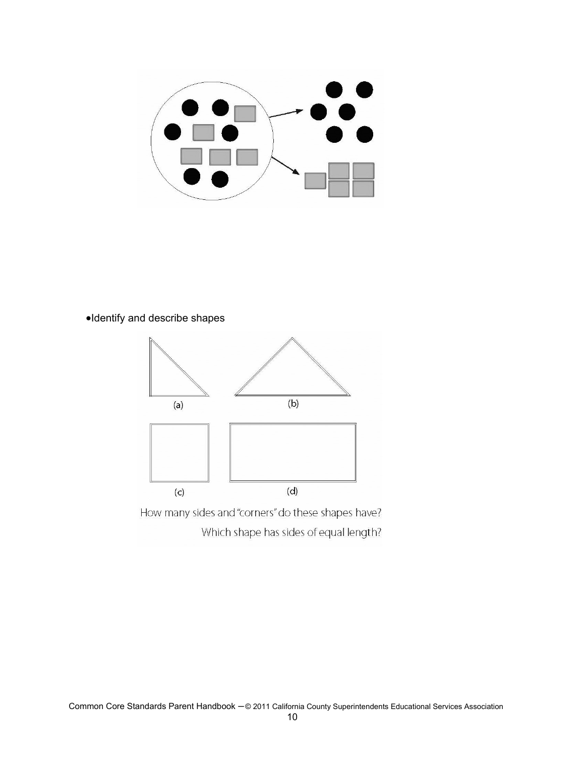- Identify and describe shapes

(a) (b)

(c) (d)

How many sides and "corners" do these shapes have?

Which shape has sides of equal length?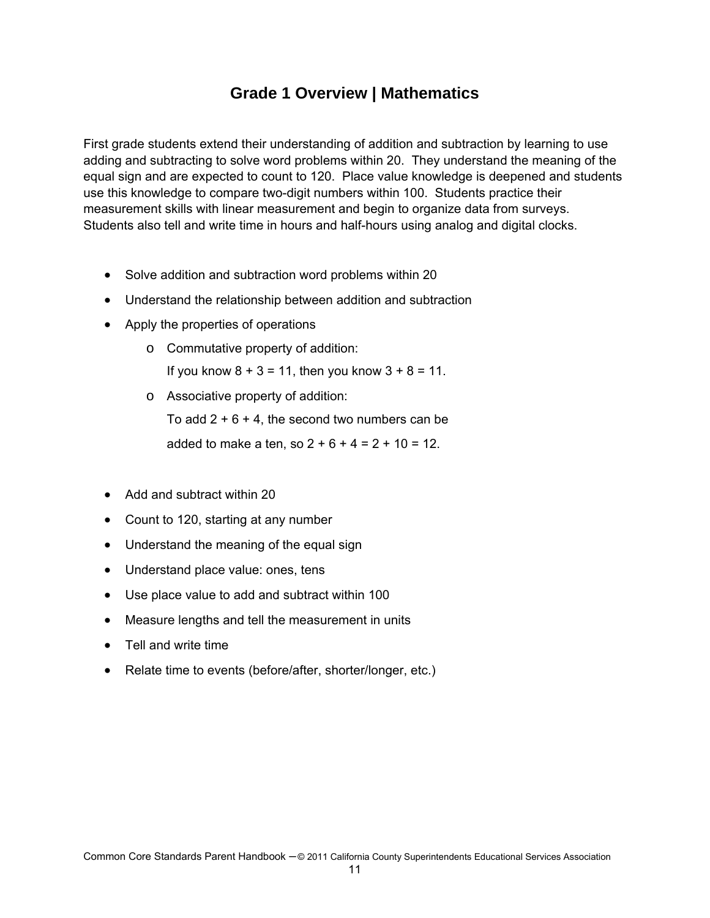# Grade 1 Overview | Mathematics

First grade students extend their understanding of addition and subtraction by learning to use adding and subtracting to solve word problems within 20. They understand the meaning of the equal sign and are expected to count to 120. Place value knowledge is deepened and students use this knowledge to compare two-digit numbers within 100. Students practice their measurement skills with linear measurement and begin to organize data from surveys. Students also tell and write time in hours and half-hours using analog and digital clocks.

- Solve addition and subtraction word problems within 20
- Understand the relationship between addition and subtraction
- Apply the properties of operations
  - Commutative property of addition:
    If you know $8 + 3 = 11$, then you know $3 + 8 = 11$.
  - Associative property of addition:
    To add $2 + 6 + 4$, the second two numbers can be added to make a ten, so $2 + 6 + 4 = 2 + 10 = 12$.

- Add and subtract within 20
- Count to 120, starting at any number
- Understand the meaning of the equal sign
- Understand place value: ones, tens
- Use place value to add and subtract within 100
- Measure lengths and tell the measurement in units
- Tell and write time
- Relate time to events (before/after, shorter/longer, etc.)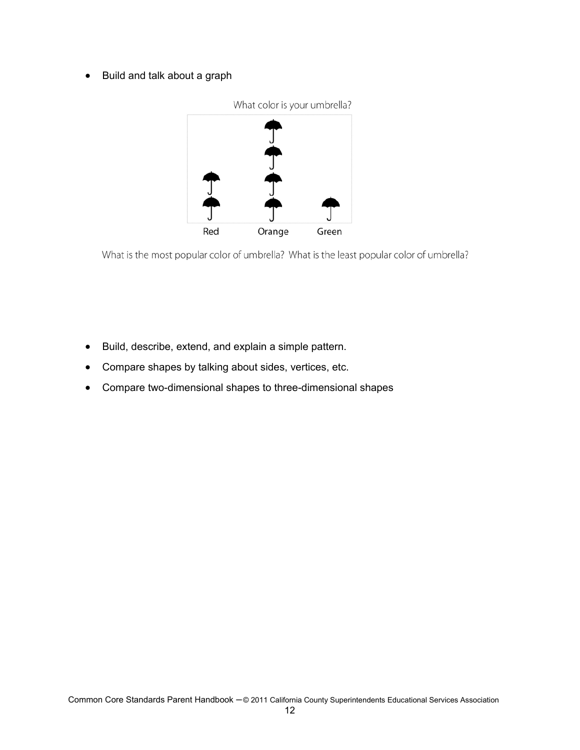- Build and talk about a graph

What color is your umbrella?

Red Orange Green

What is the most popular color of umbrella? What is the least popular color of umbrella?

- Build, describe, extend, and explain a simple pattern.
- Compare shapes by talking about sides, vertices, etc.
- Compare two-dimensional shapes to three-dimensional shapes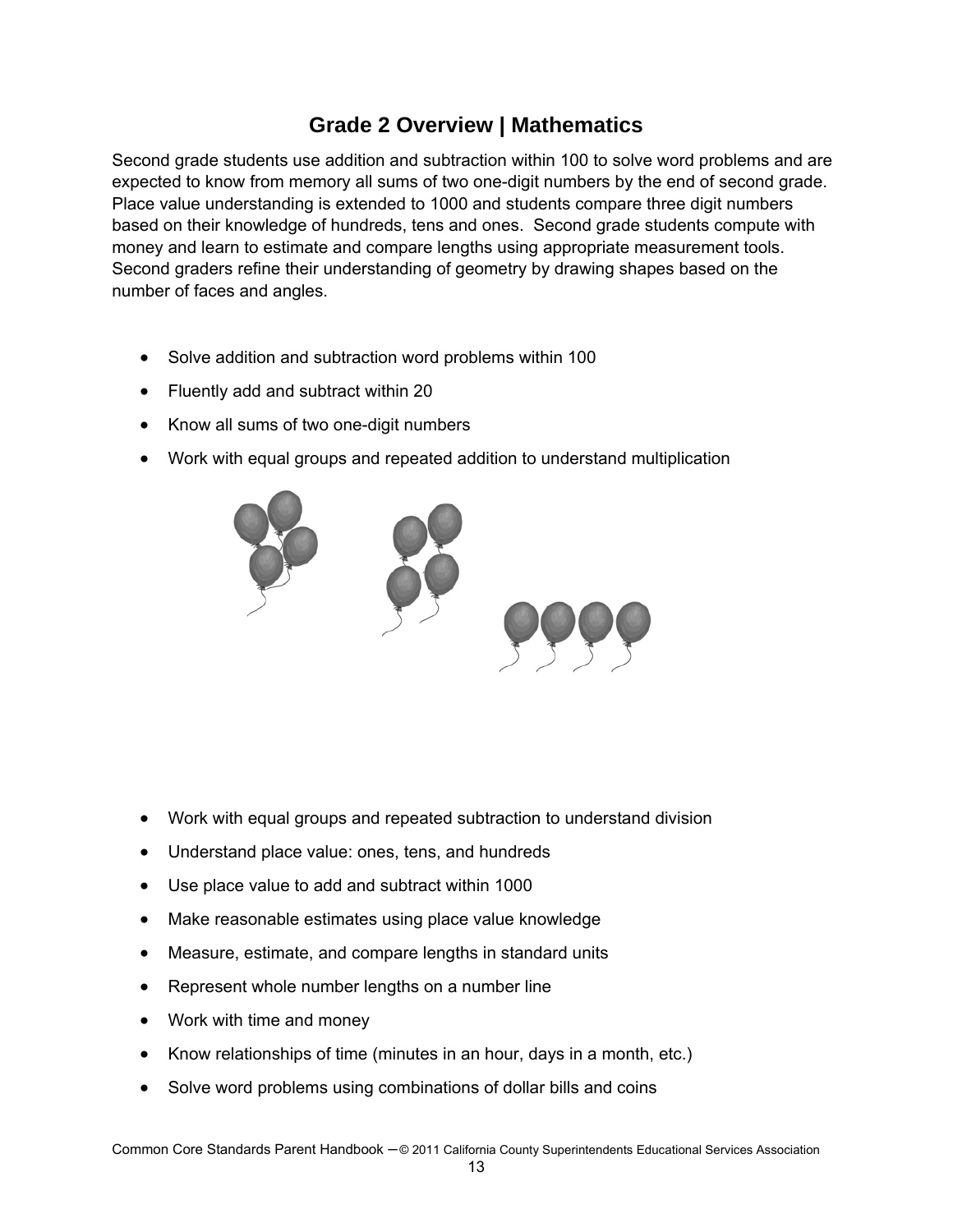# Grade 2 Overview | Mathematics

Second grade students use addition and subtraction within 100 to solve word problems and are expected to know from memory all sums of two one-digit numbers by the end of second grade. Place value understanding is extended to 1000 and students compare three digit numbers based on their knowledge of hundreds, tens and ones. Second grade students compute with money and learn to estimate and compare lengths using appropriate measurement tools. Second graders refine their understanding of geometry by drawing shapes based on the number of faces and angles.

- Solve addition and subtraction word problems within 100
- Fluently add and subtract within 20
- Know all sums of two one-digit numbers
- Work with equal groups and repeated addition to understand multiplication

- Work with equal groups and repeated subtraction to understand division
- Understand place value: ones, tens, and hundreds
- Use place value to add and subtract within 1000
- Make reasonable estimates using place value knowledge
- Measure, estimate, and compare lengths in standard units
- Represent whole number lengths on a number line
- Work with time and money
- Know relationships of time (minutes in an hour, days in a month, etc.)
- Solve word problems using combinations of dollar bills and coins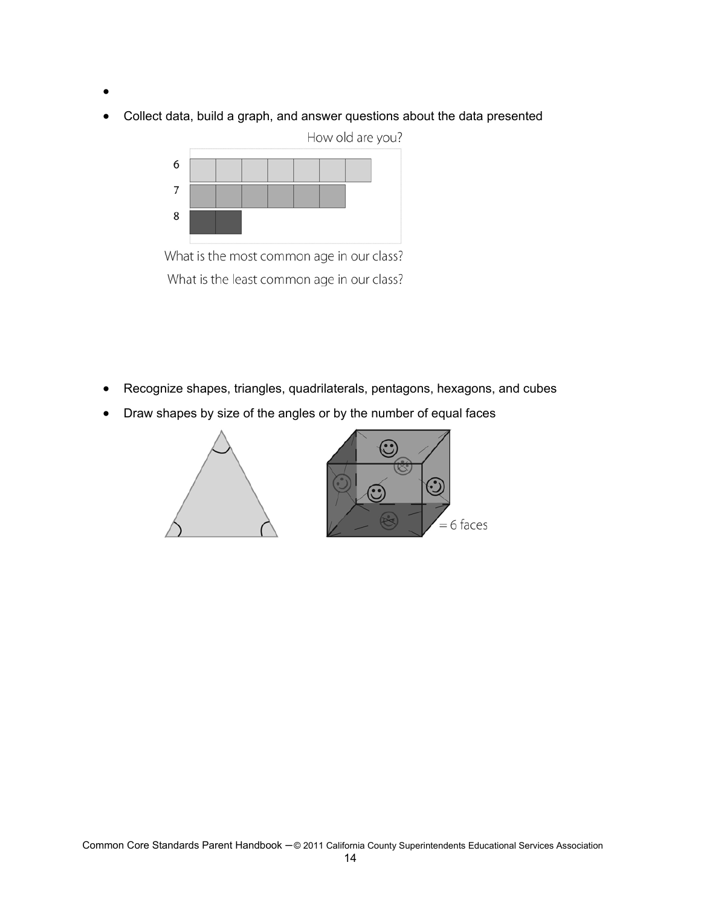- 
- Collect data, build a graph, and answer questions about the data presented

How old are you?

What is the most common age in our class?

What is the least common age in our class?

- Recognize shapes, triangles, quadrilaterals, pentagons, hexagons, and cubes
- Draw shapes by size of the angles or by the number of equal faces

= 6 faces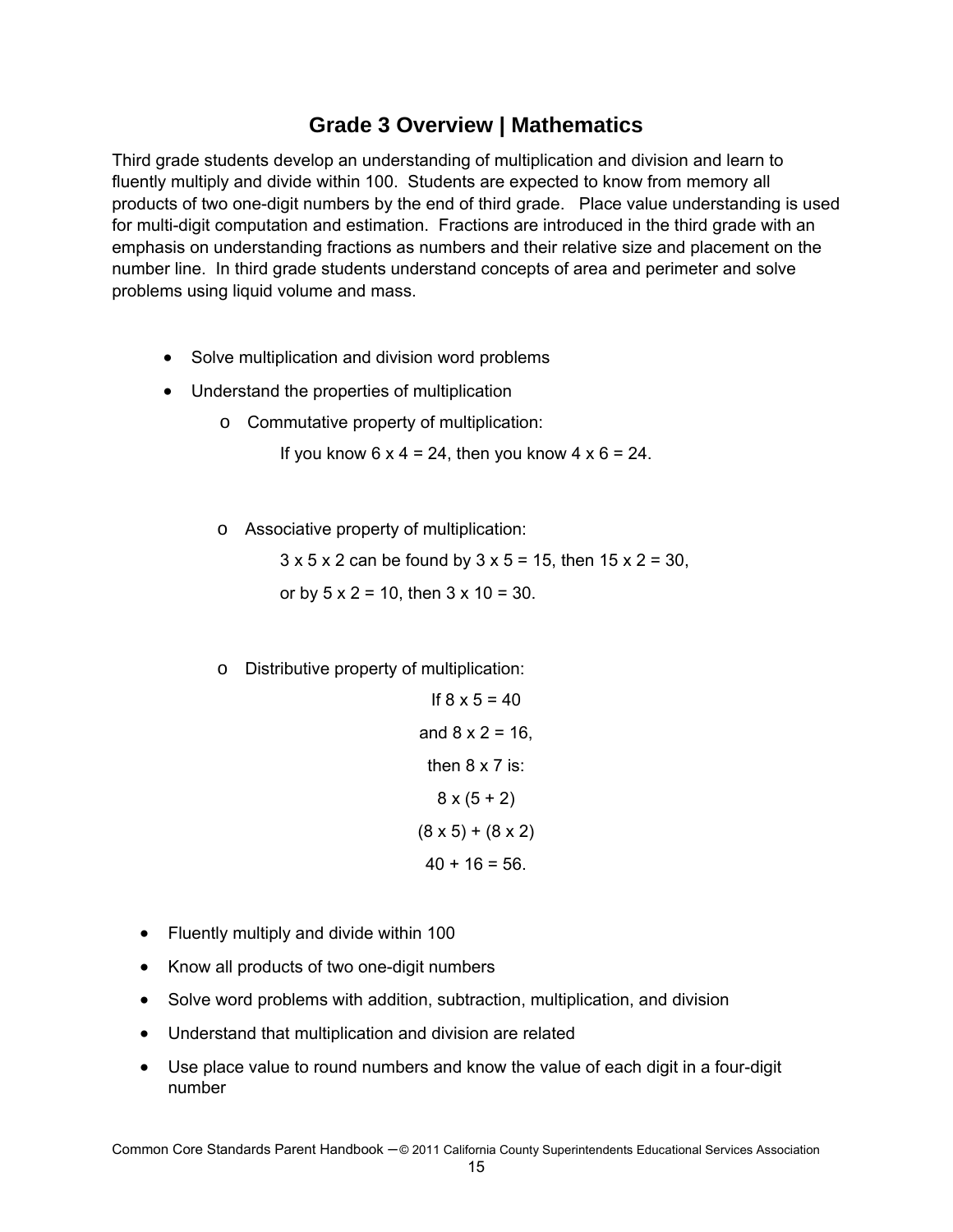## Grade 3 Overview | Mathematics

Third grade students develop an understanding of multiplication and division and learn to fluently multiply and divide within 100. Students are expected to know from memory all products of two one-digit numbers by the end of third grade. Place value understanding is used for multi-digit computation and estimation. Fractions are introduced in the third grade with an emphasis on understanding fractions as numbers and their relative size and placement on the number line. In third grade students understand concepts of area and perimeter and solve problems using liquid volume and mass.

- Solve multiplication and division word problems
- Understand the properties of multiplication
  - Commutative property of multiplication:

    If you know 6 x 4 = 24, then you know 4 x 6 = 24.

  - Associative property of multiplication:

    3 x 5 x 2 can be found by 3 x 5 = 15, then 15 x 2 = 30,

    or by 5 x 2 = 10, then 3 x 10 = 30.

  - Distributive property of multiplication:

    If 8 x 5 = 40

    and 8 x 2 = 16,

    then 8 x 7 is:

    8 x (5 + 2)

    (8 x 5) + (8 x 2)

    40 + 16 = 56.

- Fluently multiply and divide within 100
- Know all products of two one-digit numbers
- Solve word problems with addition, subtraction, multiplication, and division
- Understand that multiplication and division are related
- Use place value to round numbers and know the value of each digit in a four-digit number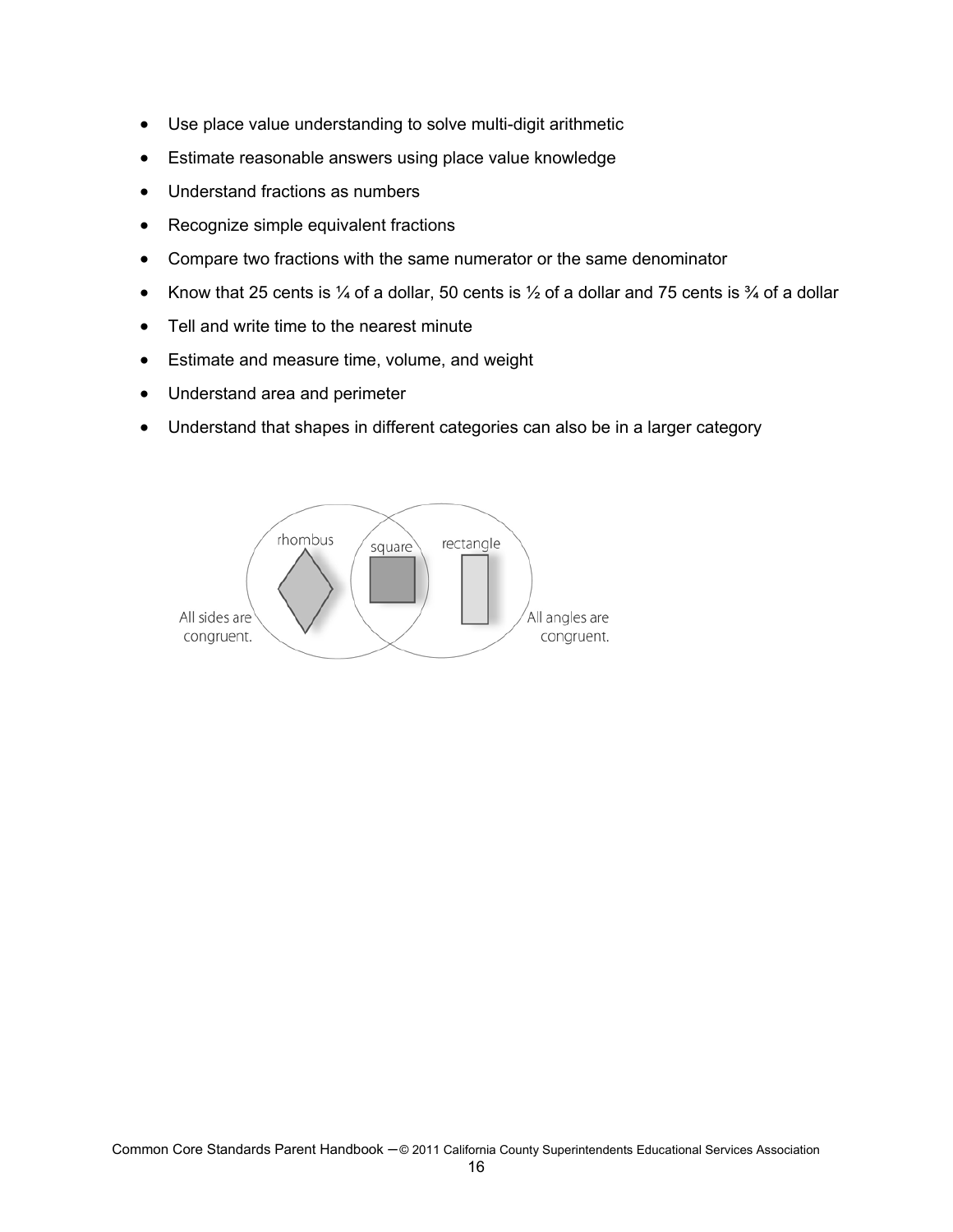- Use place value understanding to solve multi-digit arithmetic
- Estimate reasonable answers using place value knowledge
- Understand fractions as numbers
- Recognize simple equivalent fractions
- Compare two fractions with the same numerator or the same denominator
- Know that 25 cents is ¼ of a dollar, 50 cents is ½ of a dollar and 75 cents is ¾ of a dollar
- Tell and write time to the nearest minute
- Estimate and measure time, volume, and weight
- Understand area and perimeter
- Understand that shapes in different categories can also be in a larger category

rhombus square rectangle

All sides are congruent. All angles are congruent.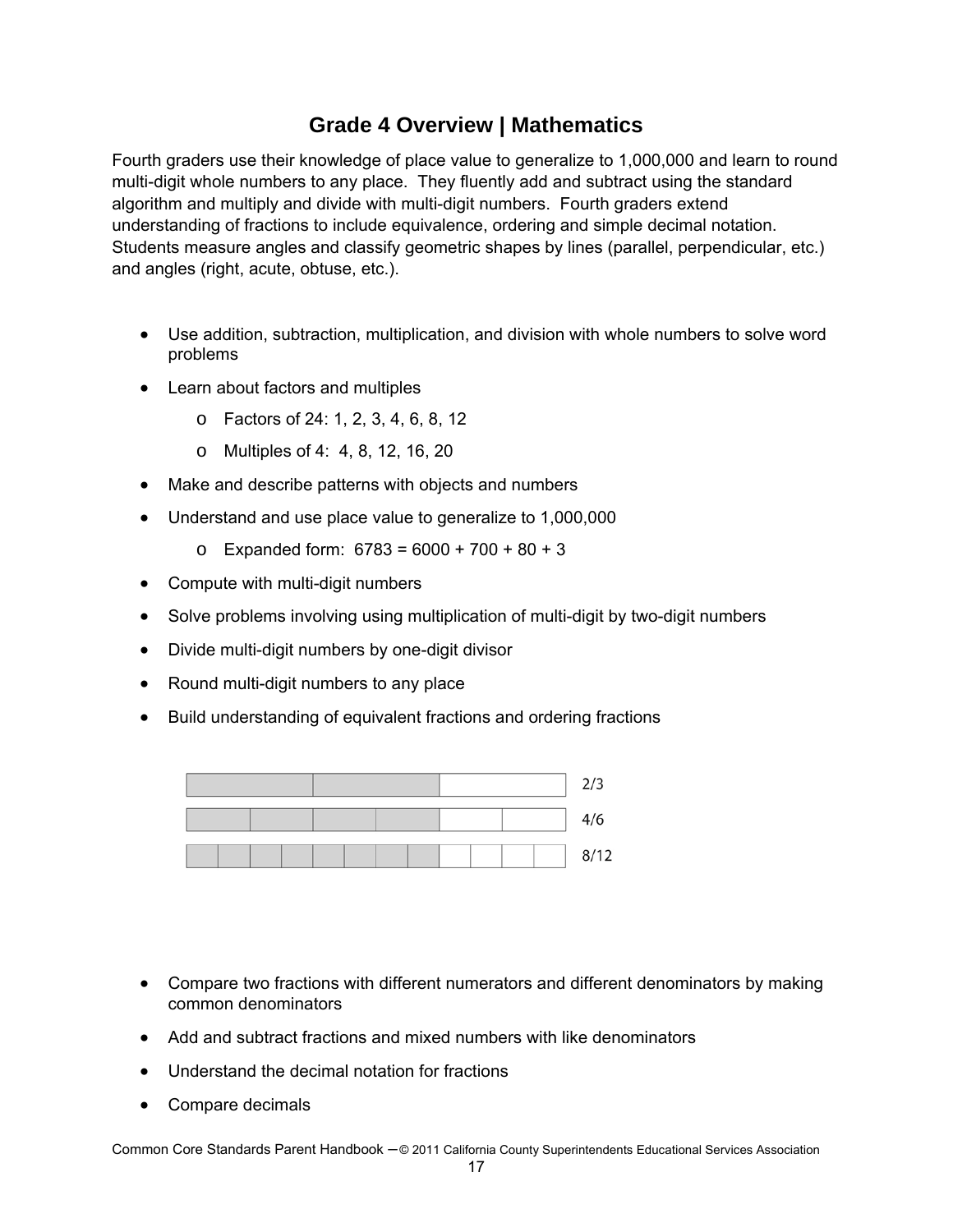# Grade 4 Overview | Mathematics

Fourth graders use their knowledge of place value to generalize to 1,000,000 and learn to round multi-digit whole numbers to any place. They fluently add and subtract using the standard algorithm and multiply and divide with multi-digit numbers. Fourth graders extend understanding of fractions to include equivalence, ordering and simple decimal notation. Students measure angles and classify geometric shapes by lines (parallel, perpendicular, etc.) and angles (right, acute, obtuse, etc.).

- Use addition, subtraction, multiplication, and division with whole numbers to solve word problems
- Learn about factors and multiples
  - Factors of 24: 1, 2, 3, 4, 6, 8, 12
  - Multiples of 4: 4, 8, 12, 16, 20
- Make and describe patterns with objects and numbers
- Understand and use place value to generalize to 1,000,000
  - Expanded form: 6783 = 6000 + 700 + 80 + 3
- Compute with multi-digit numbers
- Solve problems involving using multiplication of multi-digit by two-digit numbers
- Divide multi-digit numbers by one-digit divisor
- Round multi-digit numbers to any place
- Build understanding of equivalent fractions and ordering fractions

2/3

4/6

8/12

- Compare two fractions with different numerators and different denominators by making common denominators
- Add and subtract fractions and mixed numbers with like denominators
- Understand the decimal notation for fractions
- Compare decimals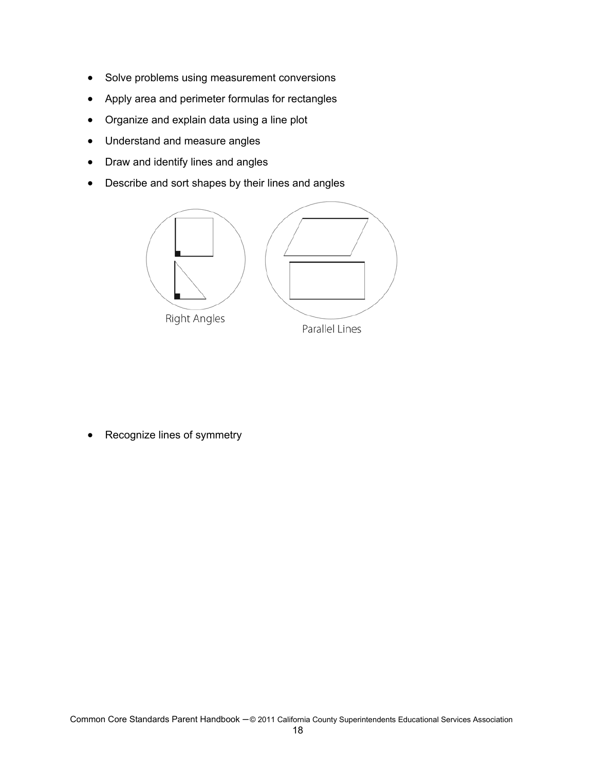- Solve problems using measurement conversions
- Apply area and perimeter formulas for rectangles
- Organize and explain data using a line plot
- Understand and measure angles
- Draw and identify lines and angles
- Describe and sort shapes by their lines and angles

Right Angles

Parallel Lines

- Recognize lines of symmetry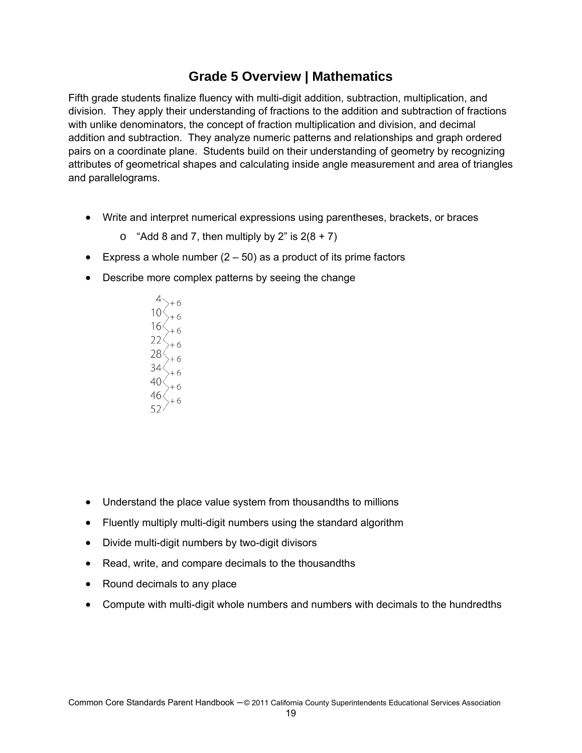# Grade 5 Overview | Mathematics

Fifth grade students finalize fluency with multi-digit addition, subtraction, multiplication, and division. They apply their understanding of fractions to the addition and subtraction of fractions with unlike denominators, the concept of fraction multiplication and division, and decimal addition and subtraction. They analyze numeric patterns and relationships and graph ordered pairs on a coordinate plane. Students build on their understanding of geometry by recognizing attributes of geometrical shapes and calculating inside angle measurement and area of triangles and parallelograms.

- Write and interpret numerical expressions using parentheses, brackets, or braces
  - "Add 8 and 7, then multiply by 2" is $2(8 + 7)$
- Express a whole number (2 – 50) as a product of its prime factors
- Describe more complex patterns by seeing the change

```
 4 
    > +6
10 
    > +6
16 
    > +6
22 
    > +6
28 
    > +6
34 
    > +6
40 
    > +6
46 
    > +6
52
```

- Understand the place value system from thousandths to millions
- Fluently multiply multi-digit numbers using the standard algorithm
- Divide multi-digit numbers by two-digit divisors
- Read, write, and compare decimals to the thousandths
- Round decimals to any place
- Compute with multi-digit whole numbers and numbers with decimals to the hundredths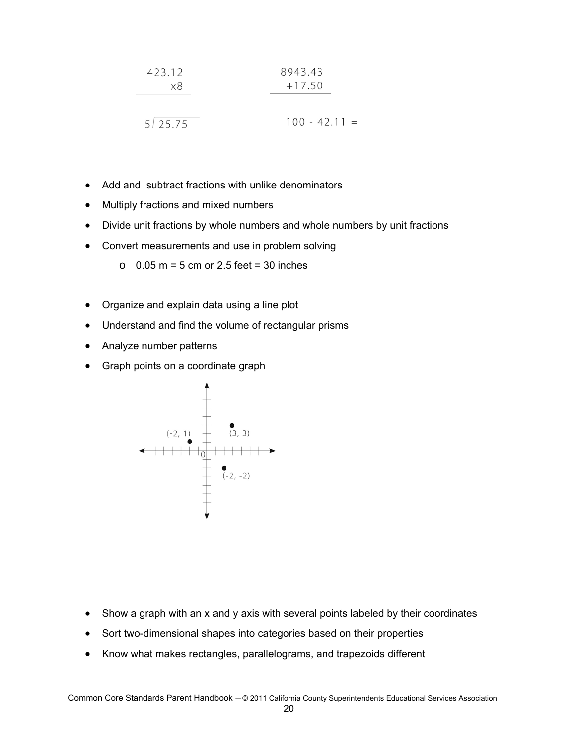$$\begin{array}{r} 423.12 \\ \times 8 \\ \hline \end{array} \qquad \begin{array}{r} 8943.43 \\ +17.50 \\ \hline \end{array}$$

$$5\overline{)25.75} \qquad 100 - 42.11 =$$

- Add and subtract fractions with unlike denominators
- Multiply fractions and mixed numbers
- Divide unit fractions by whole numbers and whole numbers by unit fractions
- Convert measurements and use in problem solving
  - 0.05 m = 5 cm or 2.5 feet = 30 inches

- Organize and explain data using a line plot
- Understand and find the volume of rectangular prisms
- Analyze number patterns
- Graph points on a coordinate graph

(-2, 1) (3, 3) 0 (-2, -2)

- Show a graph with an x and y axis with several points labeled by their coordinates
- Sort two-dimensional shapes into categories based on their properties
- Know what makes rectangles, parallelograms, and trapezoids different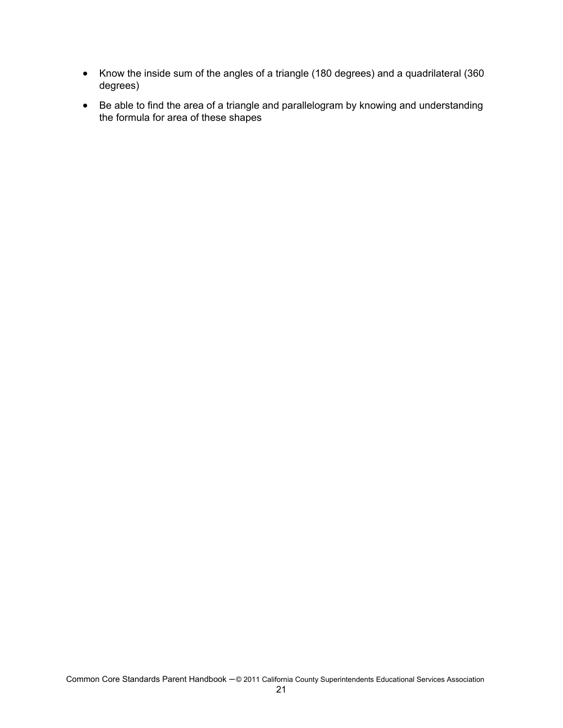- Know the inside sum of the angles of a triangle (180 degrees) and a quadrilateral (360 degrees)
- Be able to find the area of a triangle and parallelogram by knowing and understanding the formula for area of these shapes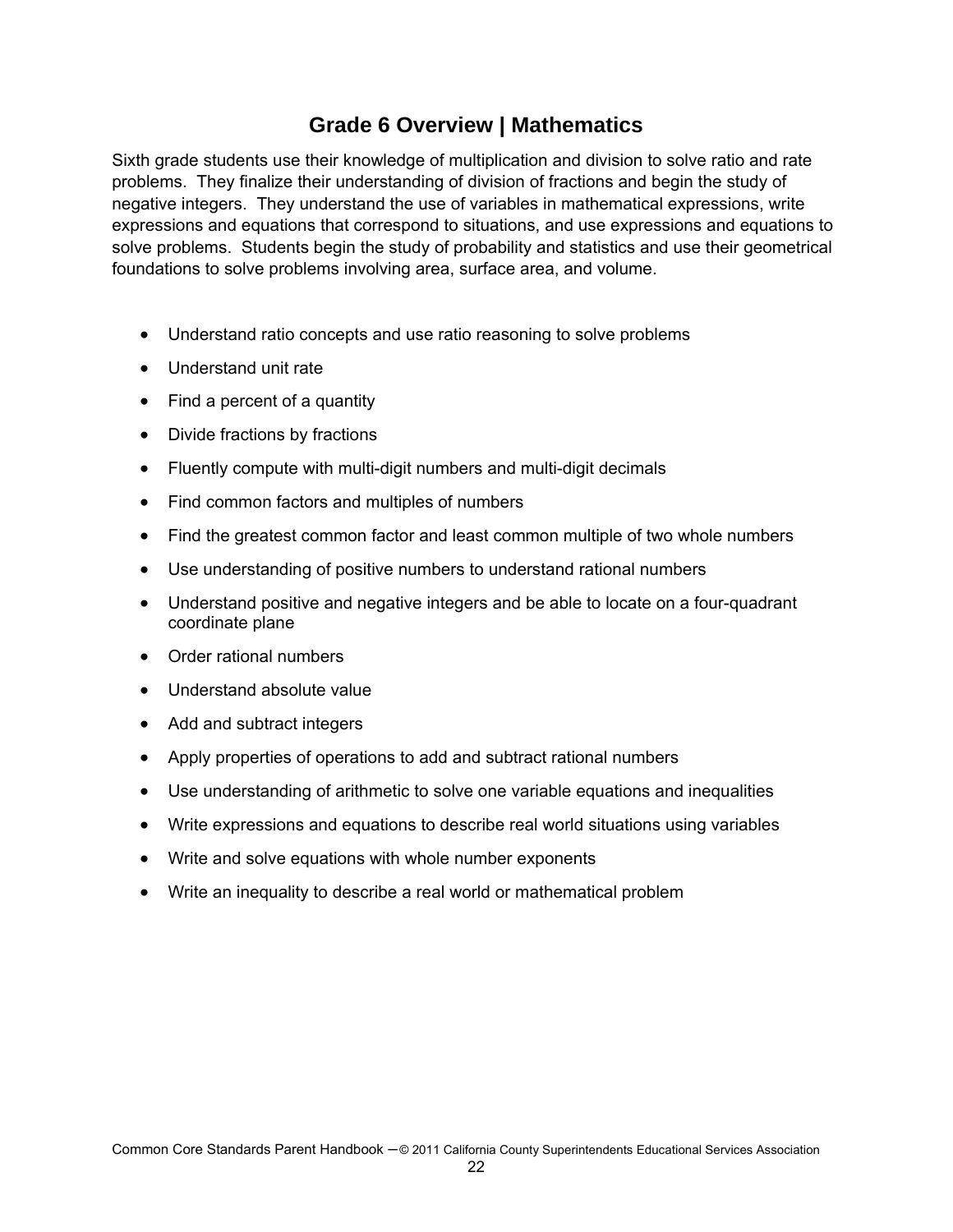# Grade 6 Overview | Mathematics

Sixth grade students use their knowledge of multiplication and division to solve ratio and rate problems. They finalize their understanding of division of fractions and begin the study of negative integers. They understand the use of variables in mathematical expressions, write expressions and equations that correspond to situations, and use expressions and equations to solve problems. Students begin the study of probability and statistics and use their geometrical foundations to solve problems involving area, surface area, and volume.

- Understand ratio concepts and use ratio reasoning to solve problems
- Understand unit rate
- Find a percent of a quantity
- Divide fractions by fractions
- Fluently compute with multi-digit numbers and multi-digit decimals
- Find common factors and multiples of numbers
- Find the greatest common factor and least common multiple of two whole numbers
- Use understanding of positive numbers to understand rational numbers
- Understand positive and negative integers and be able to locate on a four-quadrant coordinate plane
- Order rational numbers
- Understand absolute value
- Add and subtract integers
- Apply properties of operations to add and subtract rational numbers
- Use understanding of arithmetic to solve one variable equations and inequalities
- Write expressions and equations to describe real world situations using variables
- Write and solve equations with whole number exponents
- Write an inequality to describe a real world or mathematical problem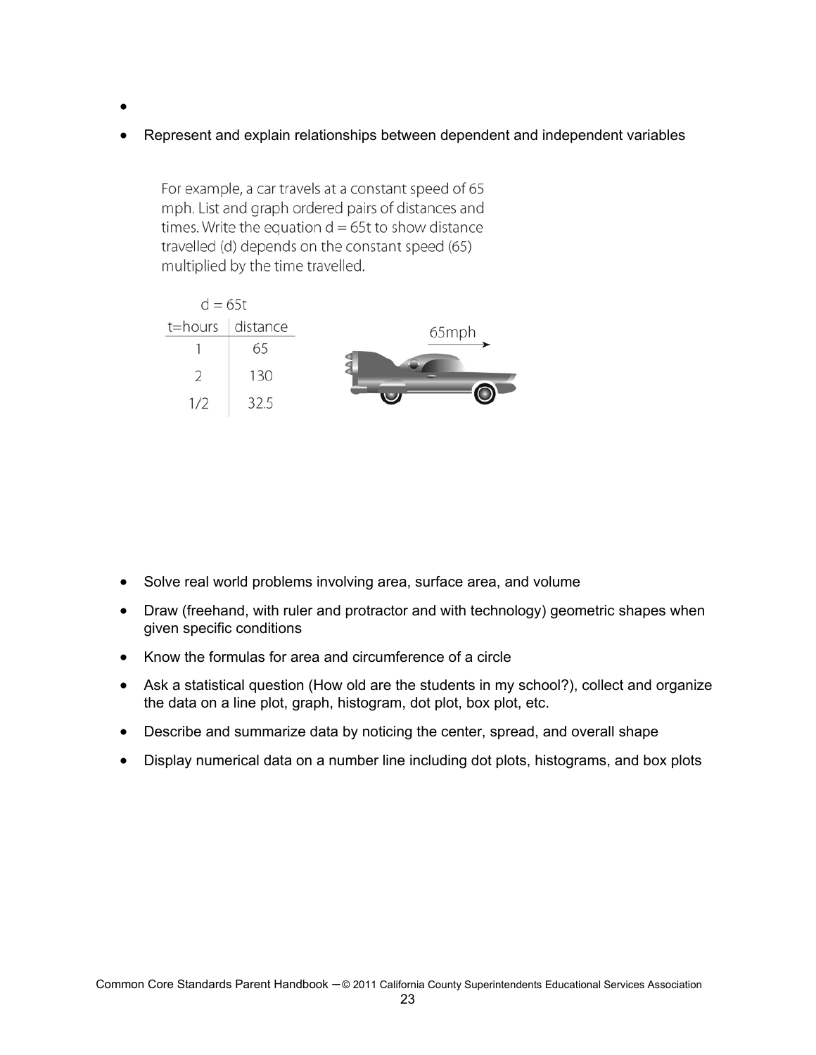- 
- Represent and explain relationships between dependent and independent variables

For example, a car travels at a constant speed of 65 mph. List and graph ordered pairs of distances and times. Write the equation $d = 65t$ to show distance travelled (d) depends on the constant speed (65) multiplied by the time travelled.

$d = 65t$

| t=hours | distance |
|---|---|
| 1 | 65 |
| 2 | 130 |
| 1/2 | 32.5 |

65mph

- Solve real world problems involving area, surface area, and volume
- Draw (freehand, with ruler and protractor and with technology) geometric shapes when given specific conditions
- Know the formulas for area and circumference of a circle
- Ask a statistical question (How old are the students in my school?), collect and organize the data on a line plot, graph, histogram, dot plot, box plot, etc.
- Describe and summarize data by noticing the center, spread, and overall shape
- Display numerical data on a number line including dot plots, histograms, and box plots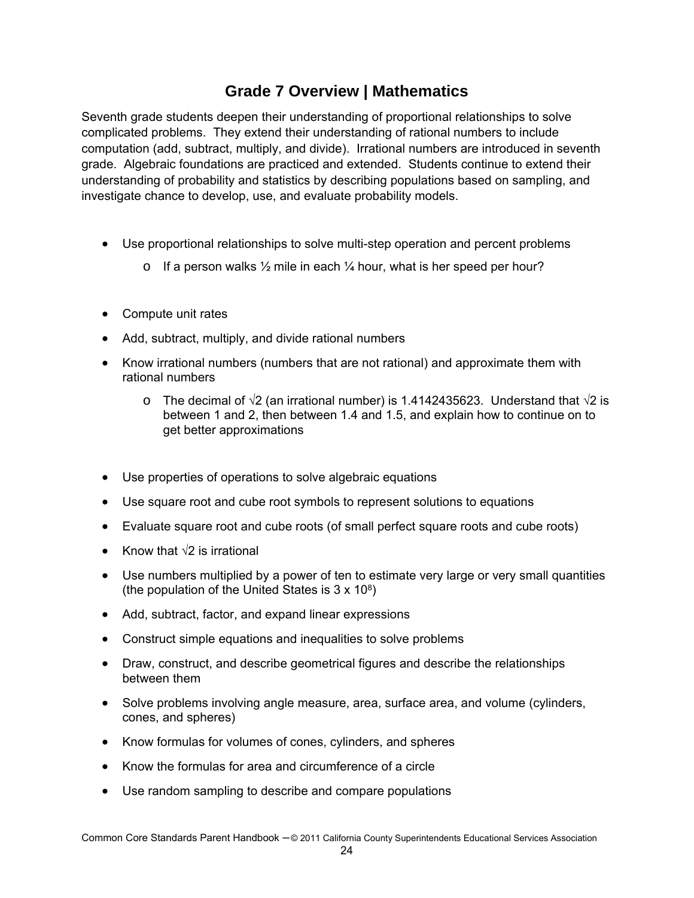# Grade 7 Overview | Mathematics

Seventh grade students deepen their understanding of proportional relationships to solve complicated problems. They extend their understanding of rational numbers to include computation (add, subtract, multiply, and divide). Irrational numbers are introduced in seventh grade. Algebraic foundations are practiced and extended. Students continue to extend their understanding of probability and statistics by describing populations based on sampling, and investigate chance to develop, use, and evaluate probability models.

- Use proportional relationships to solve multi-step operation and percent problems
  - If a person walks ½ mile in each ¼ hour, what is her speed per hour?

- Compute unit rates
- Add, subtract, multiply, and divide rational numbers
- Know irrational numbers (numbers that are not rational) and approximate them with rational numbers
  - The decimal of $\sqrt{2}$ (an irrational number) is 1.4142435623. Understand that $\sqrt{2}$ is between 1 and 2, then between 1.4 and 1.5, and explain how to continue on to get better approximations

- Use properties of operations to solve algebraic equations
- Use square root and cube root symbols to represent solutions to equations
- Evaluate square root and cube roots (of small perfect square roots and cube roots)
- Know that $\sqrt{2}$ is irrational
- Use numbers multiplied by a power of ten to estimate very large or very small quantities (the population of the United States is $3 \times 10^8$)
- Add, subtract, factor, and expand linear expressions
- Construct simple equations and inequalities to solve problems
- Draw, construct, and describe geometrical figures and describe the relationships between them
- Solve problems involving angle measure, area, surface area, and volume (cylinders, cones, and spheres)
- Know formulas for volumes of cones, cylinders, and spheres
- Know the formulas for area and circumference of a circle
- Use random sampling to describe and compare populations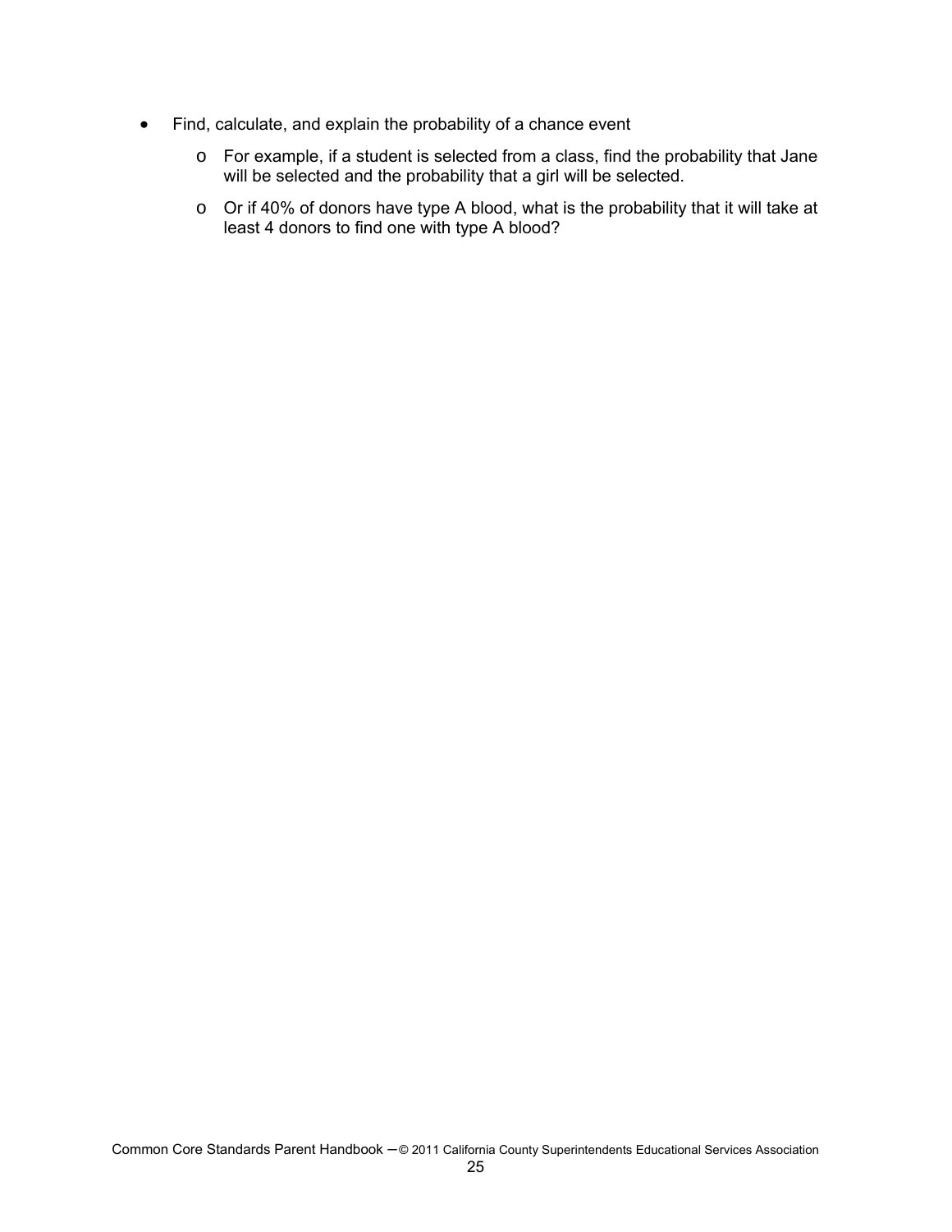- Find, calculate, and explain the probability of a chance event
  - For example, if a student is selected from a class, find the probability that Jane will be selected and the probability that a girl will be selected.
  - Or if 40% of donors have type A blood, what is the probability that it will take at least 4 donors to find one with type A blood?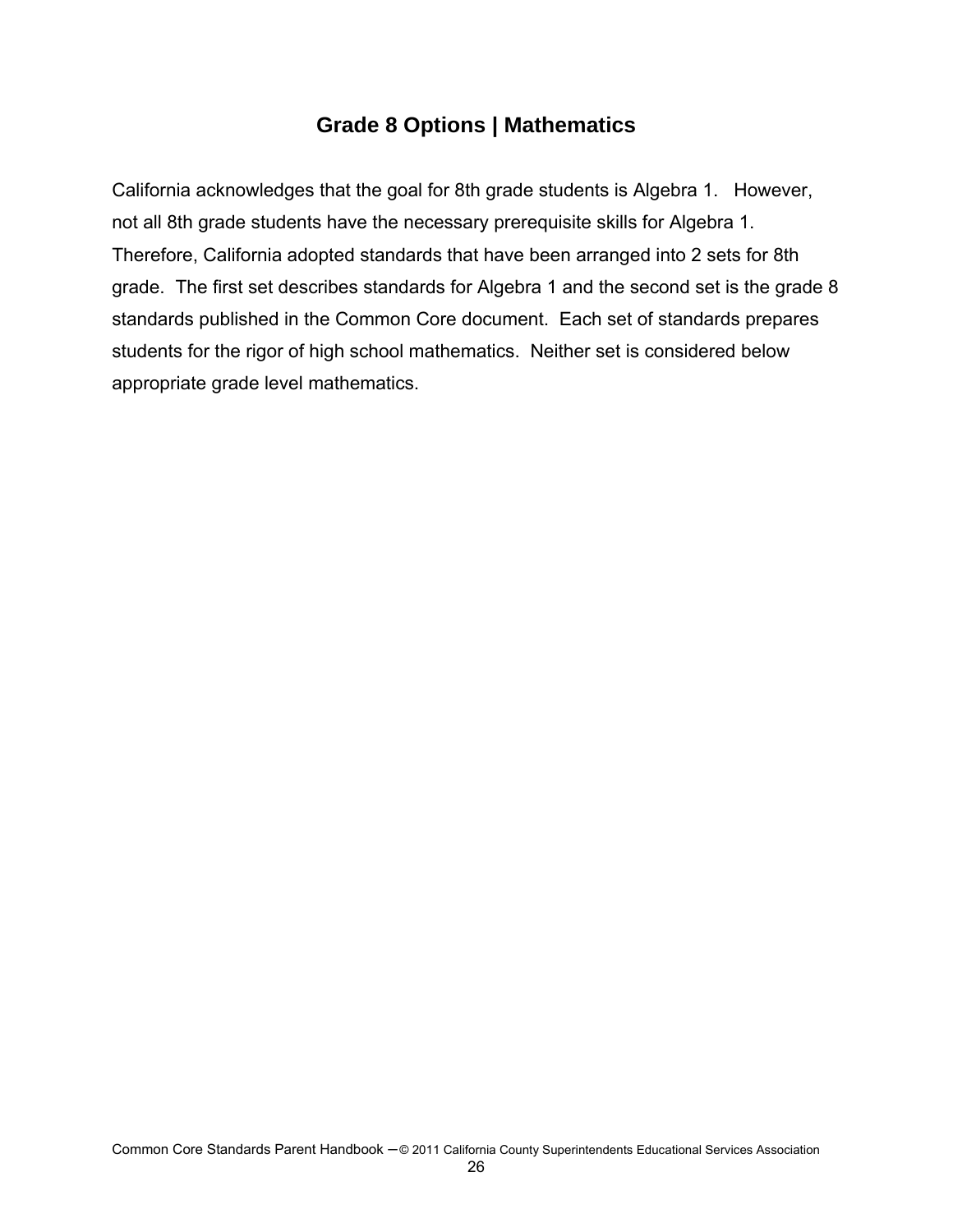## Grade 8 Options | Mathematics

California acknowledges that the goal for 8th grade students is Algebra 1. However, not all 8th grade students have the necessary prerequisite skills for Algebra 1. Therefore, California adopted standards that have been arranged into 2 sets for 8th grade. The first set describes standards for Algebra 1 and the second set is the grade 8 standards published in the Common Core document. Each set of standards prepares students for the rigor of high school mathematics. Neither set is considered below appropriate grade level mathematics.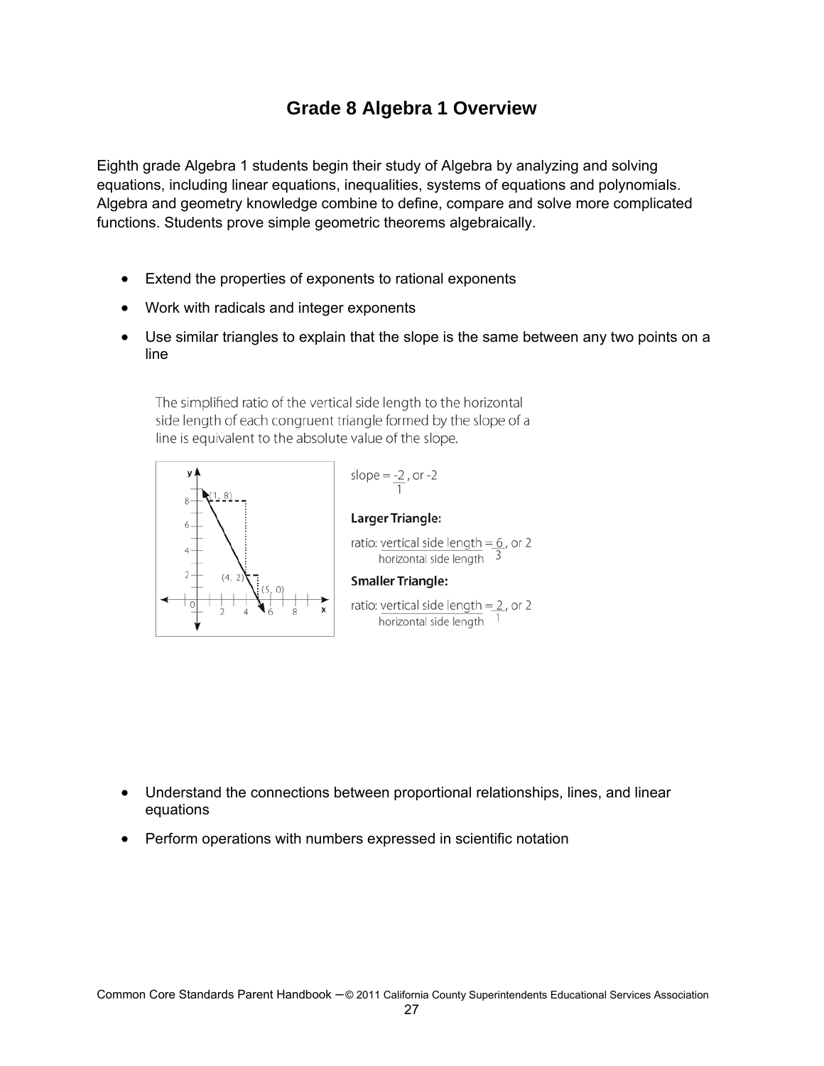# Grade 8 Algebra 1 Overview

Eighth grade Algebra 1 students begin their study of Algebra by analyzing and solving equations, including linear equations, inequalities, systems of equations and polynomials. Algebra and geometry knowledge combine to define, compare and solve more complicated functions. Students prove simple geometric theorems algebraically.

- Extend the properties of exponents to rational exponents
- Work with radicals and integer exponents
- Use similar triangles to explain that the slope is the same between any two points on a line

The simplified ratio of the vertical side length to the horizontal side length of each congruent triangle formed by the slope of a line is equivalent to the absolute value of the slope.

slope = $\frac{-2}{1}$, or -2

**Larger Triangle:**

ratio: $\frac{\text{vertical side length}}{\text{horizontal side length}} = \frac{6}{3}$, or 2

**Smaller Triangle:**

ratio: $\frac{\text{vertical side length}}{\text{horizontal side length}} = \frac{2}{1}$, or 2

- Understand the connections between proportional relationships, lines, and linear equations
- Perform operations with numbers expressed in scientific notation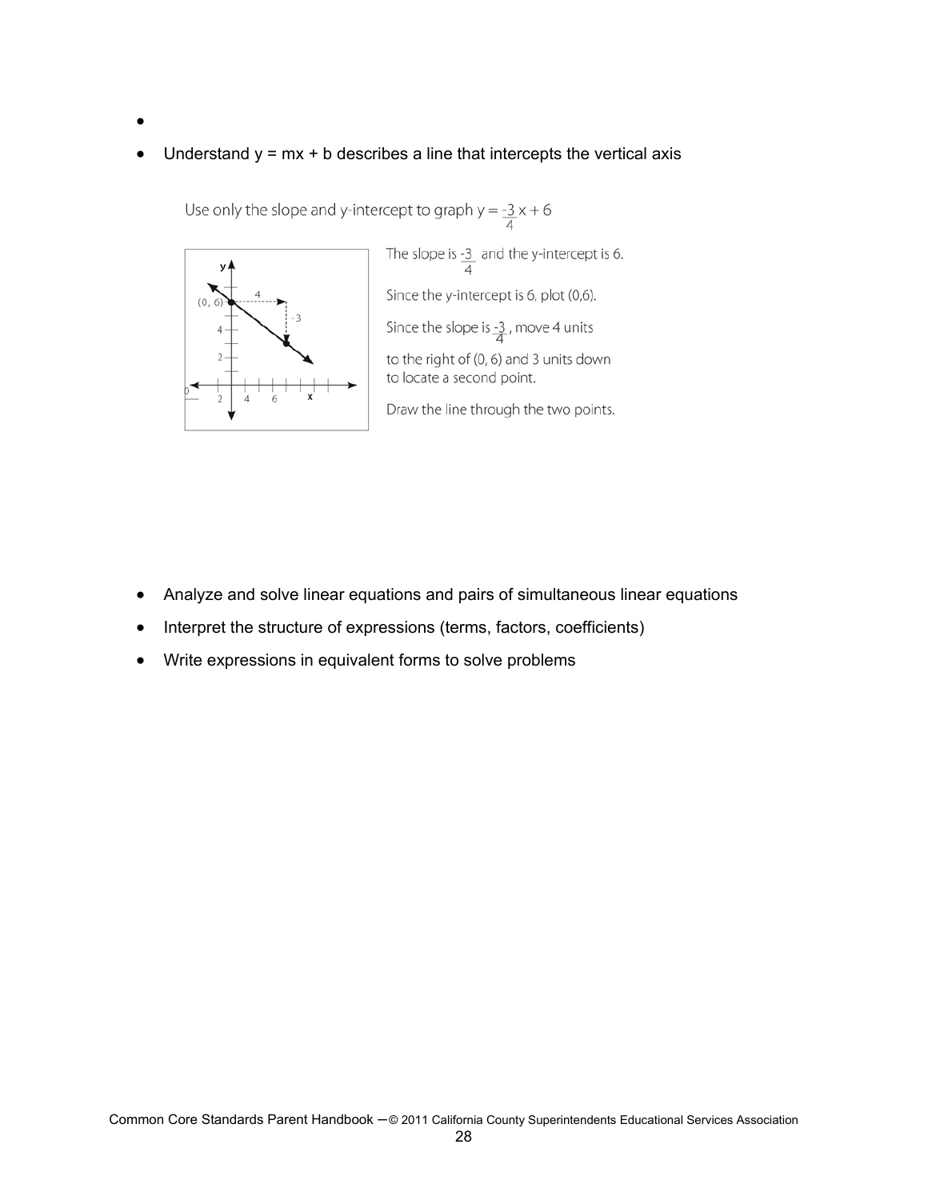- 
- Understand $y = mx + b$ describes a line that intercepts the vertical axis

Use only the slope and y-intercept to graph $y = \frac{-3}{4}x + 6$

The slope is $\frac{-3}{4}$ and the y-intercept is 6.

Since the y-intercept is 6, plot (0,6).

Since the slope is $\frac{-3}{4}$, move 4 units to the right of (0, 6) and 3 units down to locate a second point.

Draw the line through the two points.

- Analyze and solve linear equations and pairs of simultaneous linear equations
- Interpret the structure of expressions (terms, factors, coefficients)
- Write expressions in equivalent forms to solve problems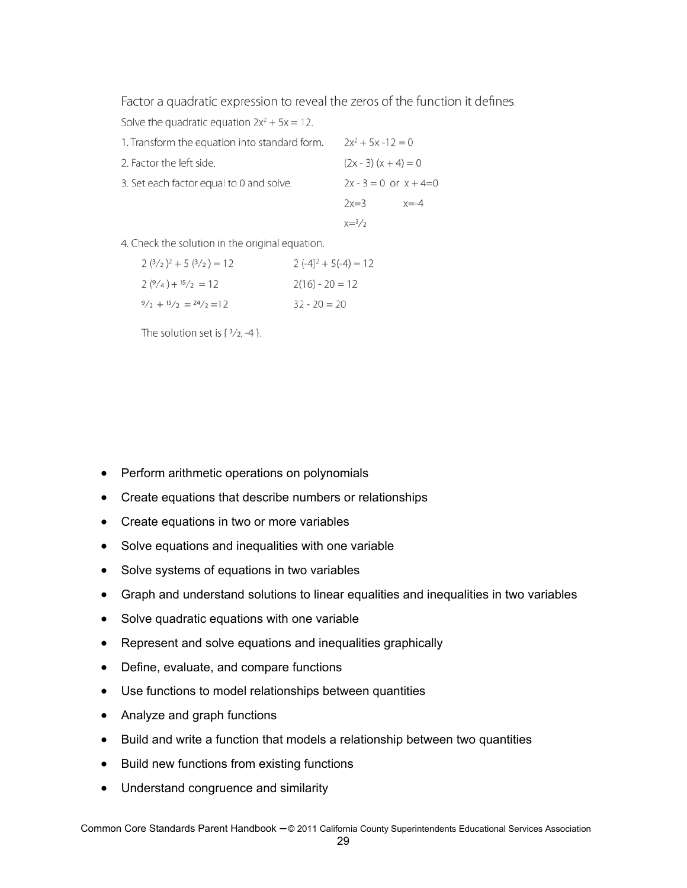Factor a quadratic expression to reveal the zeros of the function it defines.

Solve the quadratic equation $2x^2 + 5x = 12$.

1. Transform the equation into standard form. $\quad 2x^2 + 5x - 12 = 0$
2. Factor the left side. $\quad (2x - 3)(x + 4) = 0$
3. Set each factor equal to 0 and solve. $\quad 2x - 3 = 0$ or $x + 4 = 0$

   $2x = 3 \qquad x = -4$

   $x = 3/2$

4. Check the solution in the original equation.

| | |
|---|---|
| $2(3/2)^2 + 5(3/2) = 12$ | $2(-4)^2 + 5(-4) = 12$ |
| $2(9/4) + 15/2 = 12$ | $2(16) - 20 = 12$ |
| $9/2 + 15/2 = 24/2 = 12$ | $32 - 20 = 20$ |

The solution set is $\{3/2, -4\}$.

- Perform arithmetic operations on polynomials
- Create equations that describe numbers or relationships
- Create equations in two or more variables
- Solve equations and inequalities with one variable
- Solve systems of equations in two variables
- Graph and understand solutions to linear equalities and inequalities in two variables
- Solve quadratic equations with one variable
- Represent and solve equations and inequalities graphically
- Define, evaluate, and compare functions
- Use functions to model relationships between quantities
- Analyze and graph functions
- Build and write a function that models a relationship between two quantities
- Build new functions from existing functions
- Understand congruence and similarity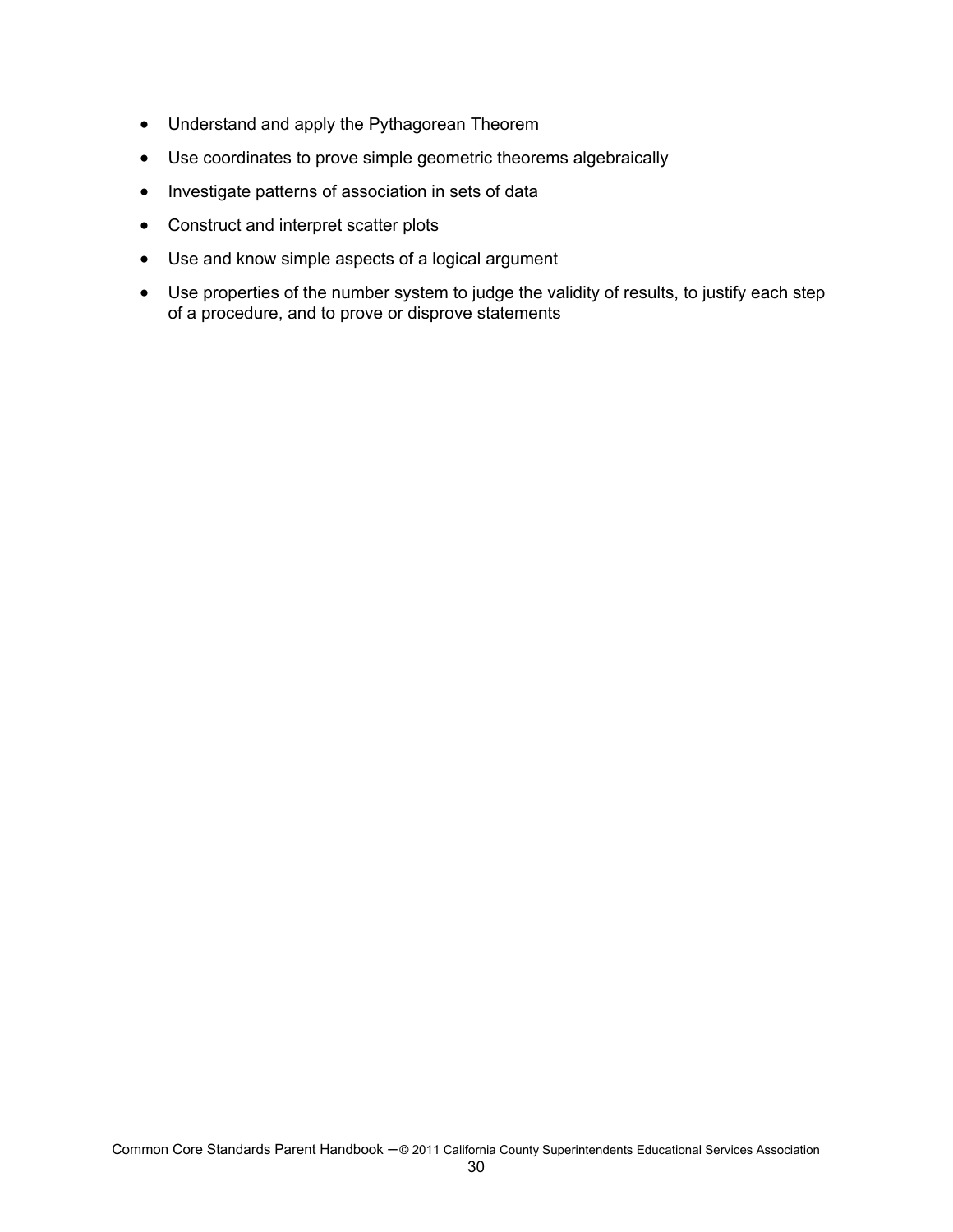- Understand and apply the Pythagorean Theorem
- Use coordinates to prove simple geometric theorems algebraically
- Investigate patterns of association in sets of data
- Construct and interpret scatter plots
- Use and know simple aspects of a logical argument
- Use properties of the number system to judge the validity of results, to justify each step of a procedure, and to prove or disprove statements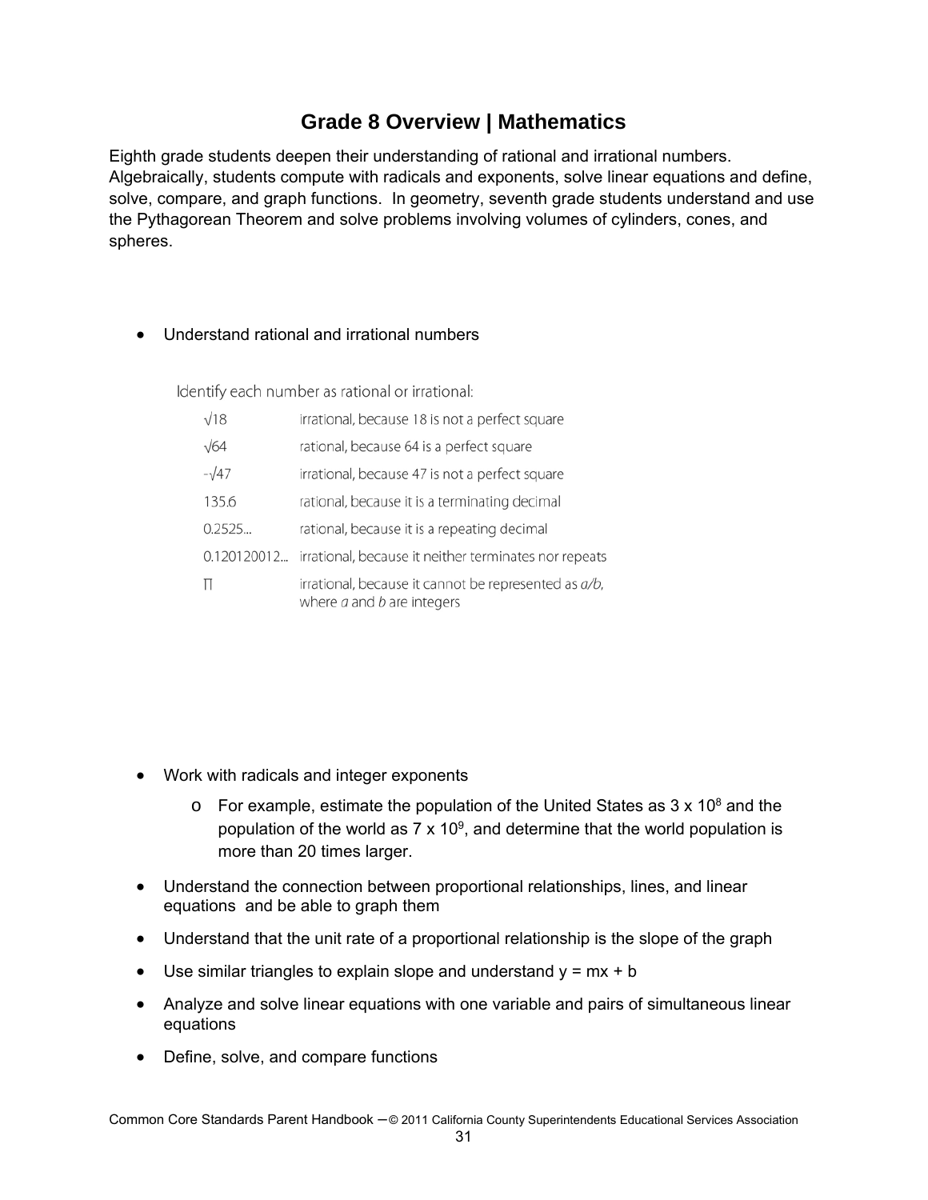# Grade 8 Overview | Mathematics

Eighth grade students deepen their understanding of rational and irrational numbers. Algebraically, students compute with radicals and exponents, solve linear equations and define, solve, compare, and graph functions. In geometry, seventh grade students understand and use the Pythagorean Theorem and solve problems involving volumes of cylinders, cones, and spheres.

- Understand rational and irrational numbers

Identify each number as rational or irrational:

| | |
|---|---|
| $\sqrt{18}$ | irrational, because 18 is not a perfect square |
| $\sqrt{64}$ | rational, because 64 is a perfect square |
| $-\sqrt{47}$ | irrational, because 47 is not a perfect square |
| 135.6 | rational, because it is a terminating decimal |
| 0.2525... | rational, because it is a repeating decimal |
| 0.120120012... | irrational, because it neither terminates nor repeats |
| $\pi$ | irrational, because it cannot be represented as *a/b*, where *a* and *b* are integers |

- Work with radicals and integer exponents
  - For example, estimate the population of the United States as $3 \times 10^8$ and the population of the world as $7 \times 10^9$, and determine that the world population is more than 20 times larger.
- Understand the connection between proportional relationships, lines, and linear equations and be able to graph them
- Understand that the unit rate of a proportional relationship is the slope of the graph
- Use similar triangles to explain slope and understand $y = mx + b$
- Analyze and solve linear equations with one variable and pairs of simultaneous linear equations
- Define, solve, and compare functions

Common Core Standards Parent Handbook – © 2011 California County Superintendents Educational Services Association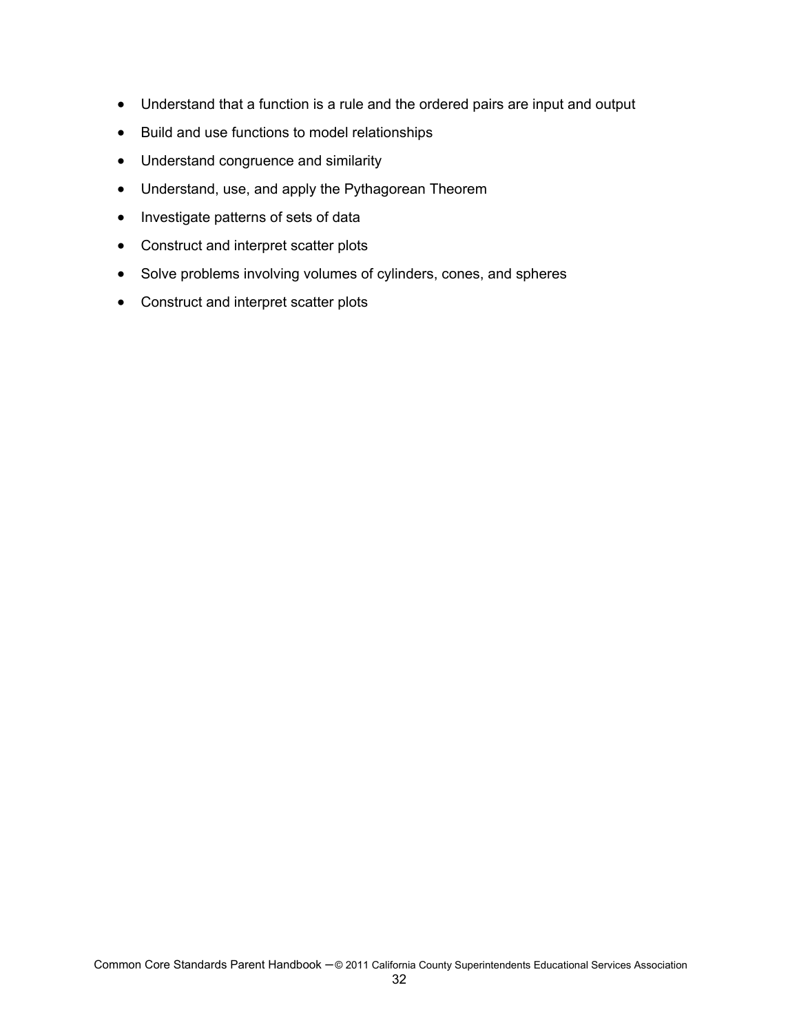- Understand that a function is a rule and the ordered pairs are input and output
- Build and use functions to model relationships
- Understand congruence and similarity
- Understand, use, and apply the Pythagorean Theorem
- Investigate patterns of sets of data
- Construct and interpret scatter plots
- Solve problems involving volumes of cylinders, cones, and spheres
- Construct and interpret scatter plots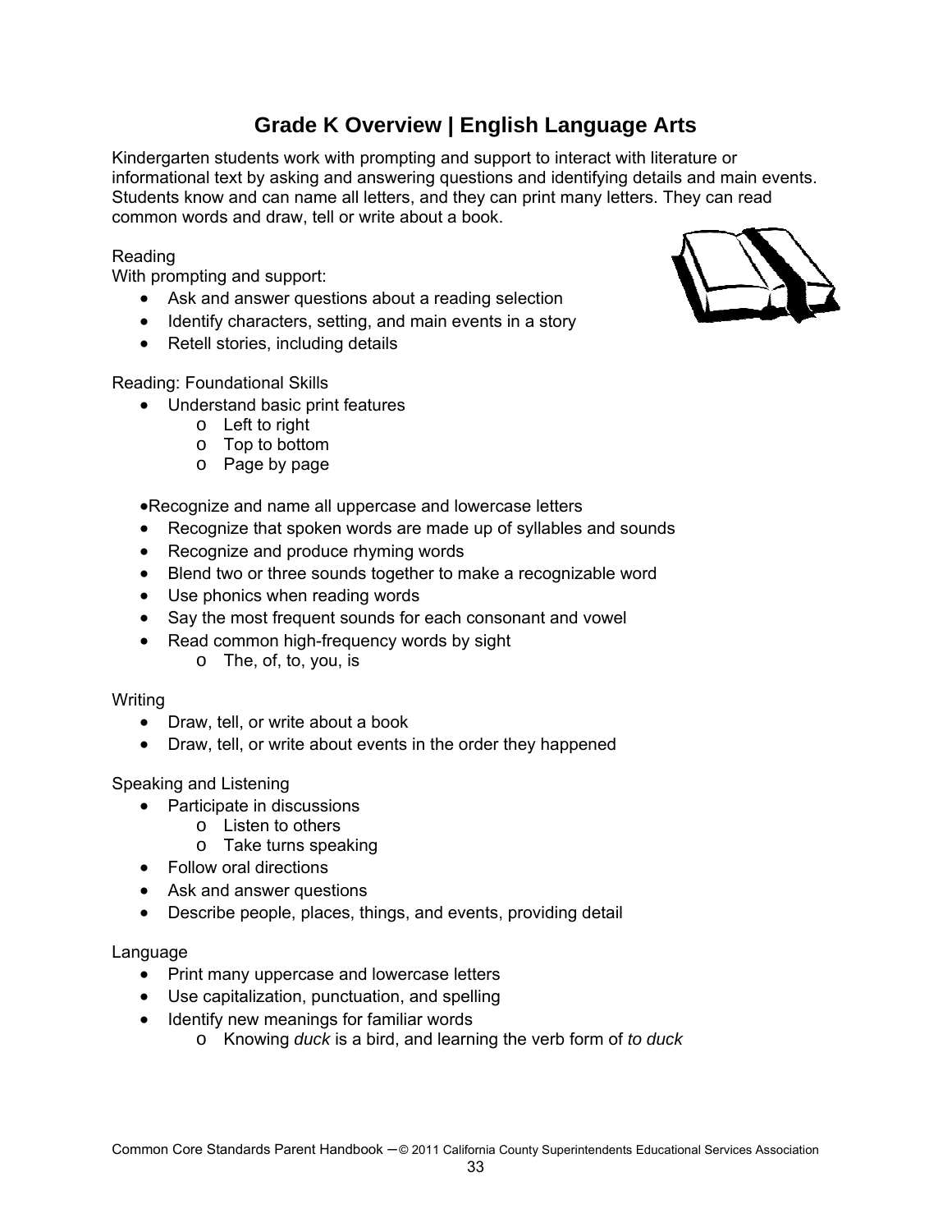# Grade K Overview | English Language Arts

Kindergarten students work with prompting and support to interact with literature or informational text by asking and answering questions and identifying details and main events. Students know and can name all letters, and they can print many letters. They can read common words and draw, tell or write about a book.

Reading
With prompting and support:

- Ask and answer questions about a reading selection
- Identify characters, setting, and main events in a story
- Retell stories, including details

Reading: Foundational Skills

- Understand basic print features
  - Left to right
  - Top to bottom
  - Page by page
- Recognize and name all uppercase and lowercase letters
- Recognize that spoken words are made up of syllables and sounds
- Recognize and produce rhyming words
- Blend two or three sounds together to make a recognizable word
- Use phonics when reading words
- Say the most frequent sounds for each consonant and vowel
- Read common high-frequency words by sight
  - The, of, to, you, is

Writing

- Draw, tell, or write about a book
- Draw, tell, or write about events in the order they happened

Speaking and Listening

- Participate in discussions
  - Listen to others
  - Take turns speaking
- Follow oral directions
- Ask and answer questions
- Describe people, places, things, and events, providing detail

Language

- Print many uppercase and lowercase letters
- Use capitalization, punctuation, and spelling
- Identify new meanings for familiar words
  - Knowing *duck* is a bird, and learning the verb form of *to duck*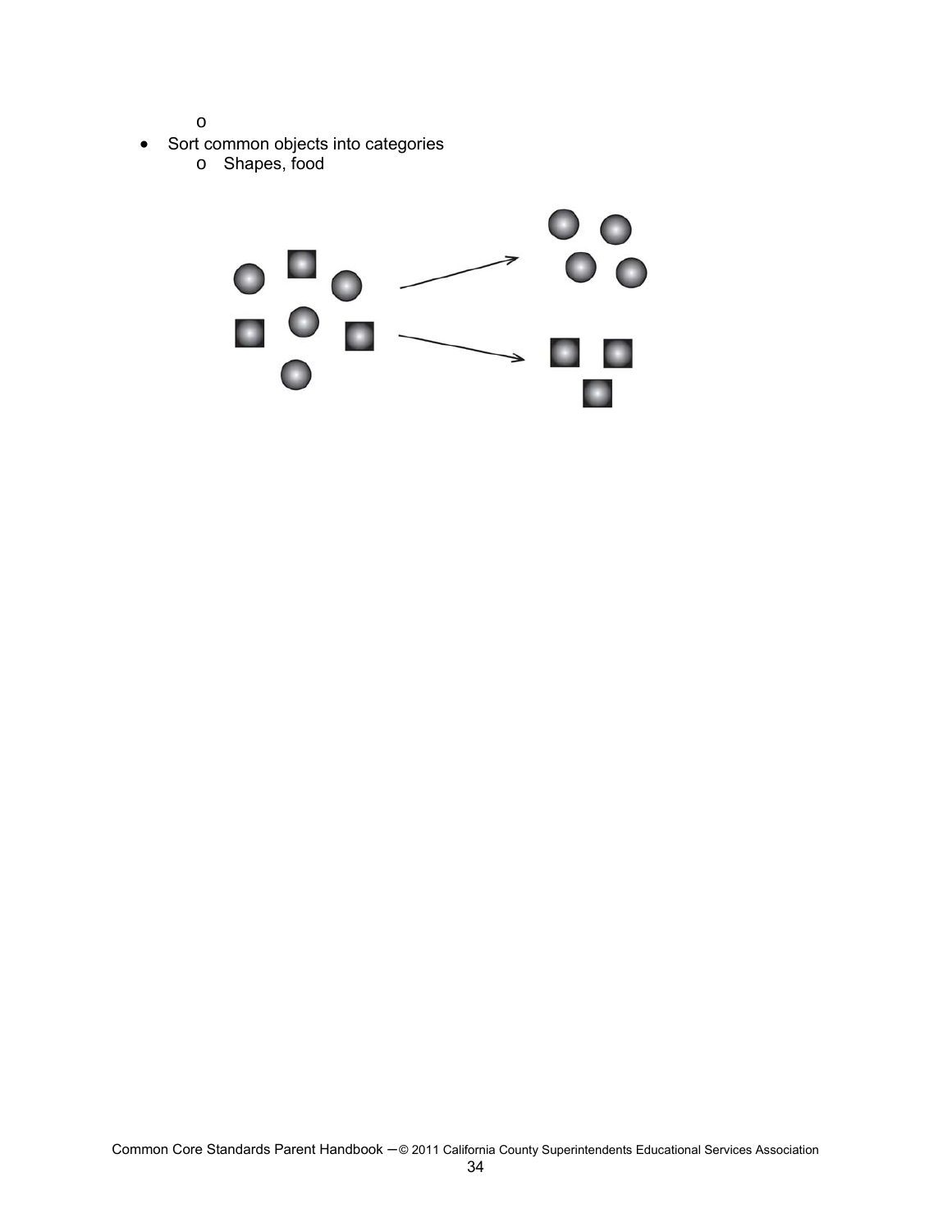- 
- Sort common objects into categories
  - Shapes, food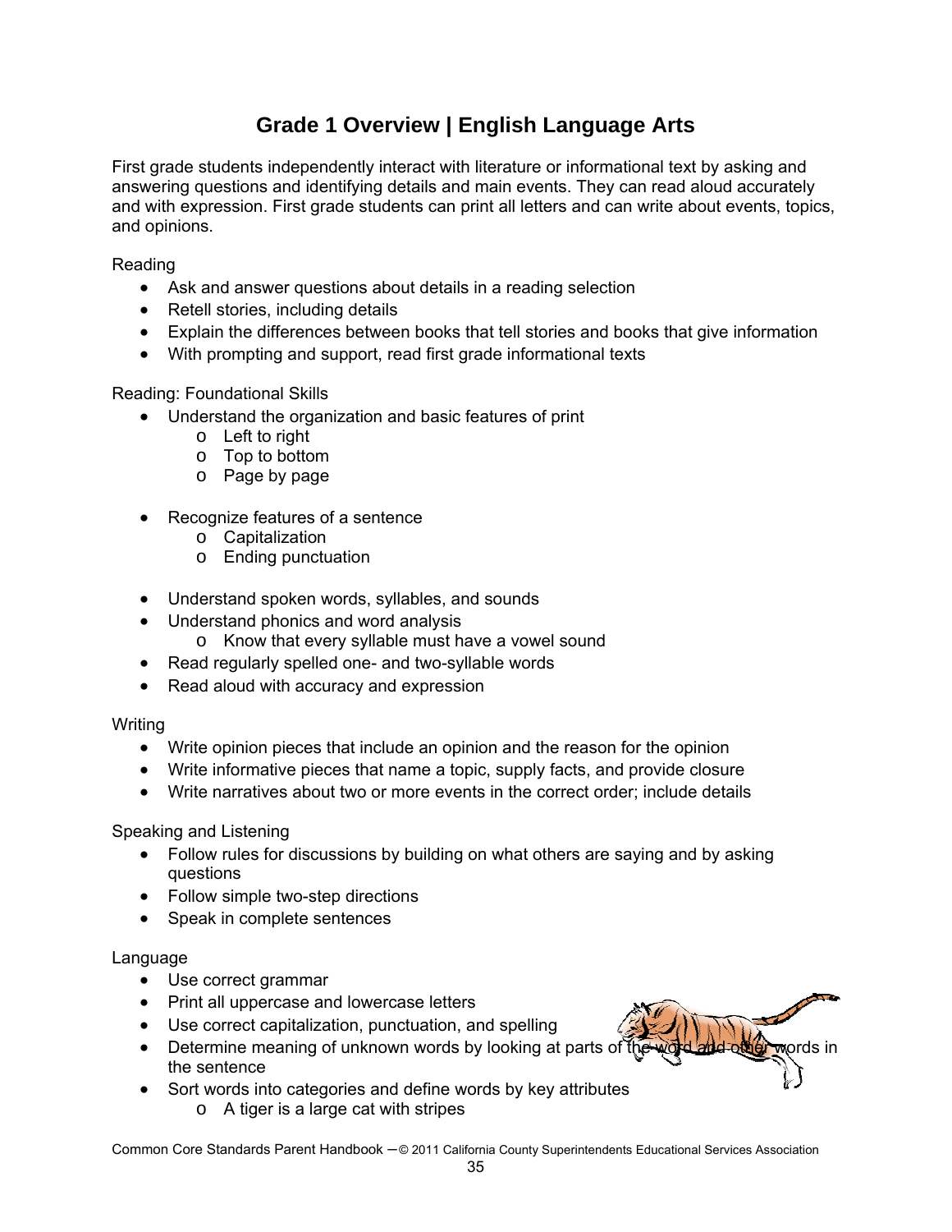# Grade 1 Overview | English Language Arts

First grade students independently interact with literature or informational text by asking and answering questions and identifying details and main events. They can read aloud accurately and with expression. First grade students can print all letters and can write about events, topics, and opinions.

Reading

- Ask and answer questions about details in a reading selection
- Retell stories, including details
- Explain the differences between books that tell stories and books that give information
- With prompting and support, read first grade informational texts

Reading: Foundational Skills

- Understand the organization and basic features of print
  - Left to right
  - Top to bottom
  - Page by page

- Recognize features of a sentence
  - Capitalization
  - Ending punctuation

- Understand spoken words, syllables, and sounds
- Understand phonics and word analysis
  - Know that every syllable must have a vowel sound
- Read regularly spelled one- and two-syllable words
- Read aloud with accuracy and expression

Writing

- Write opinion pieces that include an opinion and the reason for the opinion
- Write informative pieces that name a topic, supply facts, and provide closure
- Write narratives about two or more events in the correct order; include details

Speaking and Listening

- Follow rules for discussions by building on what others are saying and by asking questions
- Follow simple two-step directions
- Speak in complete sentences

Language

- Use correct grammar
- Print all uppercase and lowercase letters
- Use correct capitalization, punctuation, and spelling
- Determine meaning of unknown words by looking at parts of the word and other words in the sentence
- Sort words into categories and define words by key attributes
  - A tiger is a large cat with stripes

Common Core Standards Parent Handbook – © 2011 California County Superintendents Educational Services Association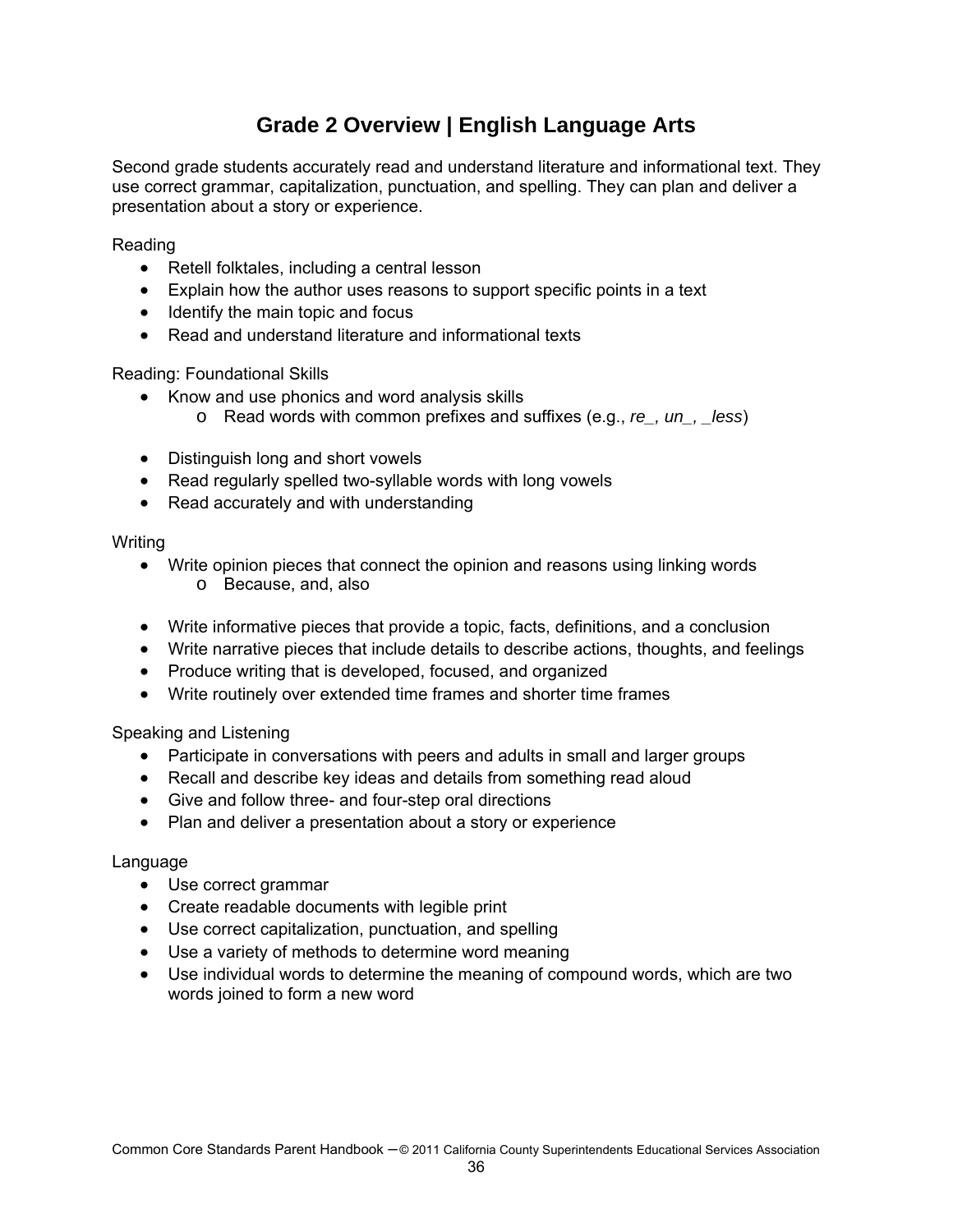# Grade 2 Overview | English Language Arts

Second grade students accurately read and understand literature and informational text. They use correct grammar, capitalization, punctuation, and spelling. They can plan and deliver a presentation about a story or experience.

Reading

- Retell folktales, including a central lesson
- Explain how the author uses reasons to support specific points in a text
- Identify the main topic and focus
- Read and understand literature and informational texts

Reading: Foundational Skills

- Know and use phonics and word analysis skills
  - Read words with common prefixes and suffixes (e.g., *re_, un_, _less*)
- Distinguish long and short vowels
- Read regularly spelled two-syllable words with long vowels
- Read accurately and with understanding

Writing

- Write opinion pieces that connect the opinion and reasons using linking words
  - Because, and, also
- Write informative pieces that provide a topic, facts, definitions, and a conclusion
- Write narrative pieces that include details to describe actions, thoughts, and feelings
- Produce writing that is developed, focused, and organized
- Write routinely over extended time frames and shorter time frames

Speaking and Listening

- Participate in conversations with peers and adults in small and larger groups
- Recall and describe key ideas and details from something read aloud
- Give and follow three- and four-step oral directions
- Plan and deliver a presentation about a story or experience

Language

- Use correct grammar
- Create readable documents with legible print
- Use correct capitalization, punctuation, and spelling
- Use a variety of methods to determine word meaning
- Use individual words to determine the meaning of compound words, which are two words joined to form a new word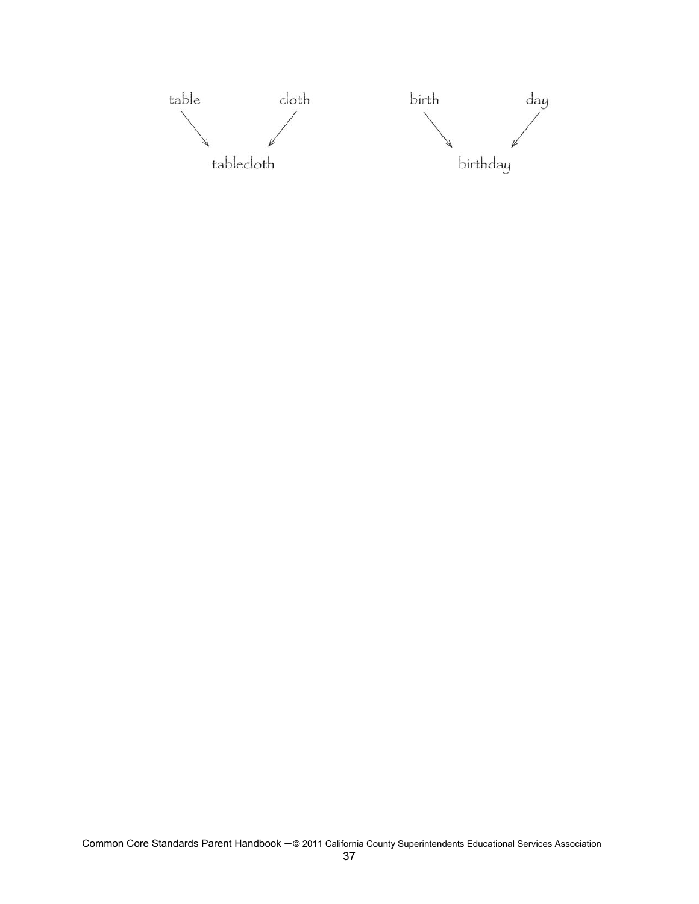table → tablecloth ← cloth

birth → birthday ← day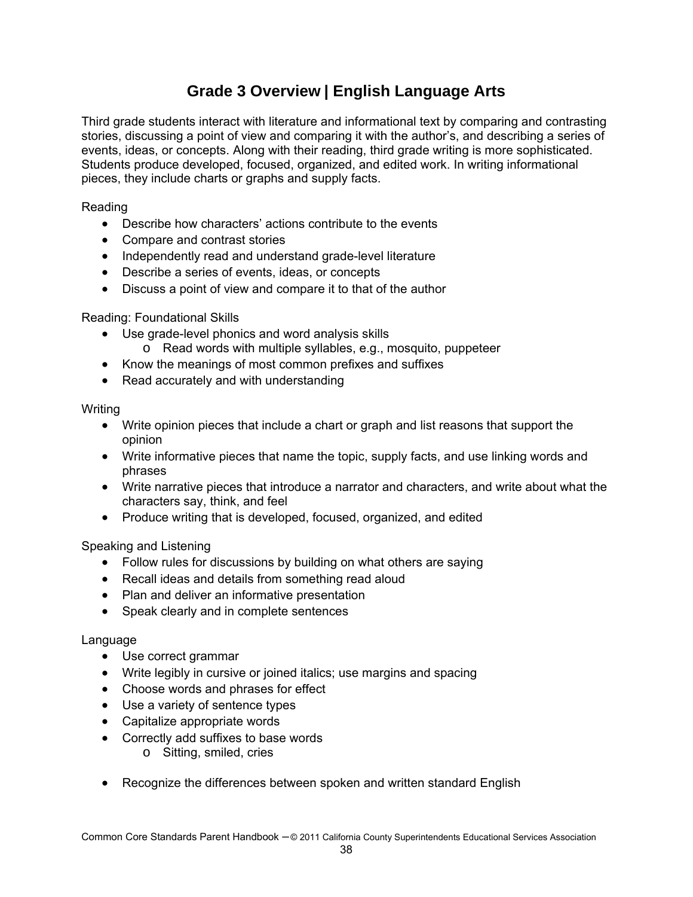# Grade 3 Overview | English Language Arts

Third grade students interact with literature and informational text by comparing and contrasting stories, discussing a point of view and comparing it with the author's, and describing a series of events, ideas, or concepts. Along with their reading, third grade writing is more sophisticated. Students produce developed, focused, organized, and edited work. In writing informational pieces, they include charts or graphs and supply facts.

Reading

- Describe how characters' actions contribute to the events
- Compare and contrast stories
- Independently read and understand grade-level literature
- Describe a series of events, ideas, or concepts
- Discuss a point of view and compare it to that of the author

Reading: Foundational Skills

- Use grade-level phonics and word analysis skills
  - Read words with multiple syllables, e.g., mosquito, puppeteer
- Know the meanings of most common prefixes and suffixes
- Read accurately and with understanding

Writing

- Write opinion pieces that include a chart or graph and list reasons that support the opinion
- Write informative pieces that name the topic, supply facts, and use linking words and phrases
- Write narrative pieces that introduce a narrator and characters, and write about what the characters say, think, and feel
- Produce writing that is developed, focused, organized, and edited

Speaking and Listening

- Follow rules for discussions by building on what others are saying
- Recall ideas and details from something read aloud
- Plan and deliver an informative presentation
- Speak clearly and in complete sentences

Language

- Use correct grammar
- Write legibly in cursive or joined italics; use margins and spacing
- Choose words and phrases for effect
- Use a variety of sentence types
- Capitalize appropriate words
- Correctly add suffixes to base words
  - Sitting, smiled, cries
- Recognize the differences between spoken and written standard English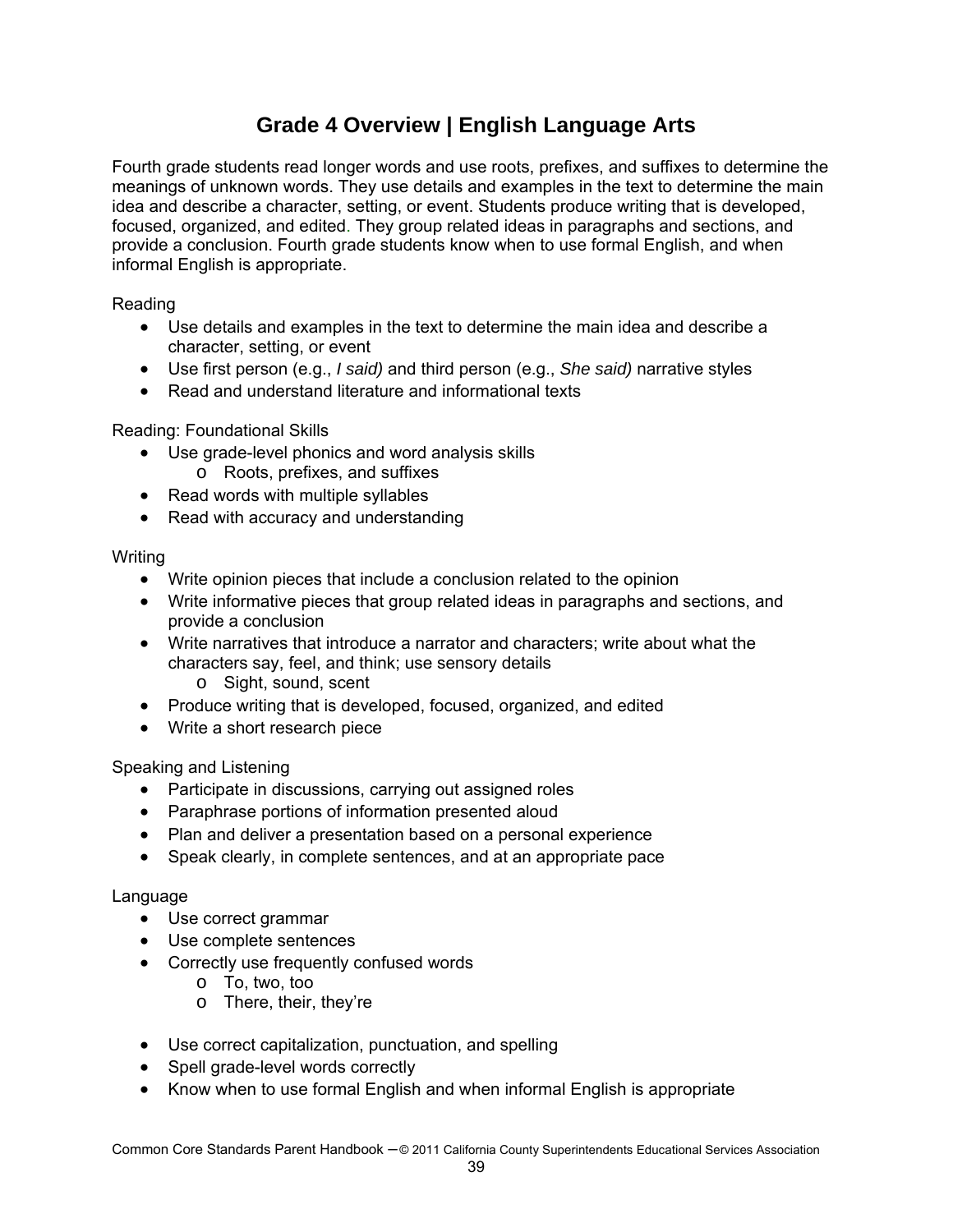# Grade 4 Overview | English Language Arts

Fourth grade students read longer words and use roots, prefixes, and suffixes to determine the meanings of unknown words. They use details and examples in the text to determine the main idea and describe a character, setting, or event. Students produce writing that is developed, focused, organized, and edited. They group related ideas in paragraphs and sections, and provide a conclusion. Fourth grade students know when to use formal English, and when informal English is appropriate.

Reading

- Use details and examples in the text to determine the main idea and describe a character, setting, or event
- Use first person (e.g., *I said)* and third person (e.g., *She said)* narrative styles
- Read and understand literature and informational texts

Reading: Foundational Skills

- Use grade-level phonics and word analysis skills
  - Roots, prefixes, and suffixes
- Read words with multiple syllables
- Read with accuracy and understanding

Writing

- Write opinion pieces that include a conclusion related to the opinion
- Write informative pieces that group related ideas in paragraphs and sections, and provide a conclusion
- Write narratives that introduce a narrator and characters; write about what the characters say, feel, and think; use sensory details
  - Sight, sound, scent
- Produce writing that is developed, focused, organized, and edited
- Write a short research piece

Speaking and Listening

- Participate in discussions, carrying out assigned roles
- Paraphrase portions of information presented aloud
- Plan and deliver a presentation based on a personal experience
- Speak clearly, in complete sentences, and at an appropriate pace

Language

- Use correct grammar
- Use complete sentences
- Correctly use frequently confused words
  - To, two, too
  - There, their, they're
- Use correct capitalization, punctuation, and spelling
- Spell grade-level words correctly
- Know when to use formal English and when informal English is appropriate

Common Core Standards Parent Handbook – © 2011 California County Superintendents Educational Services Association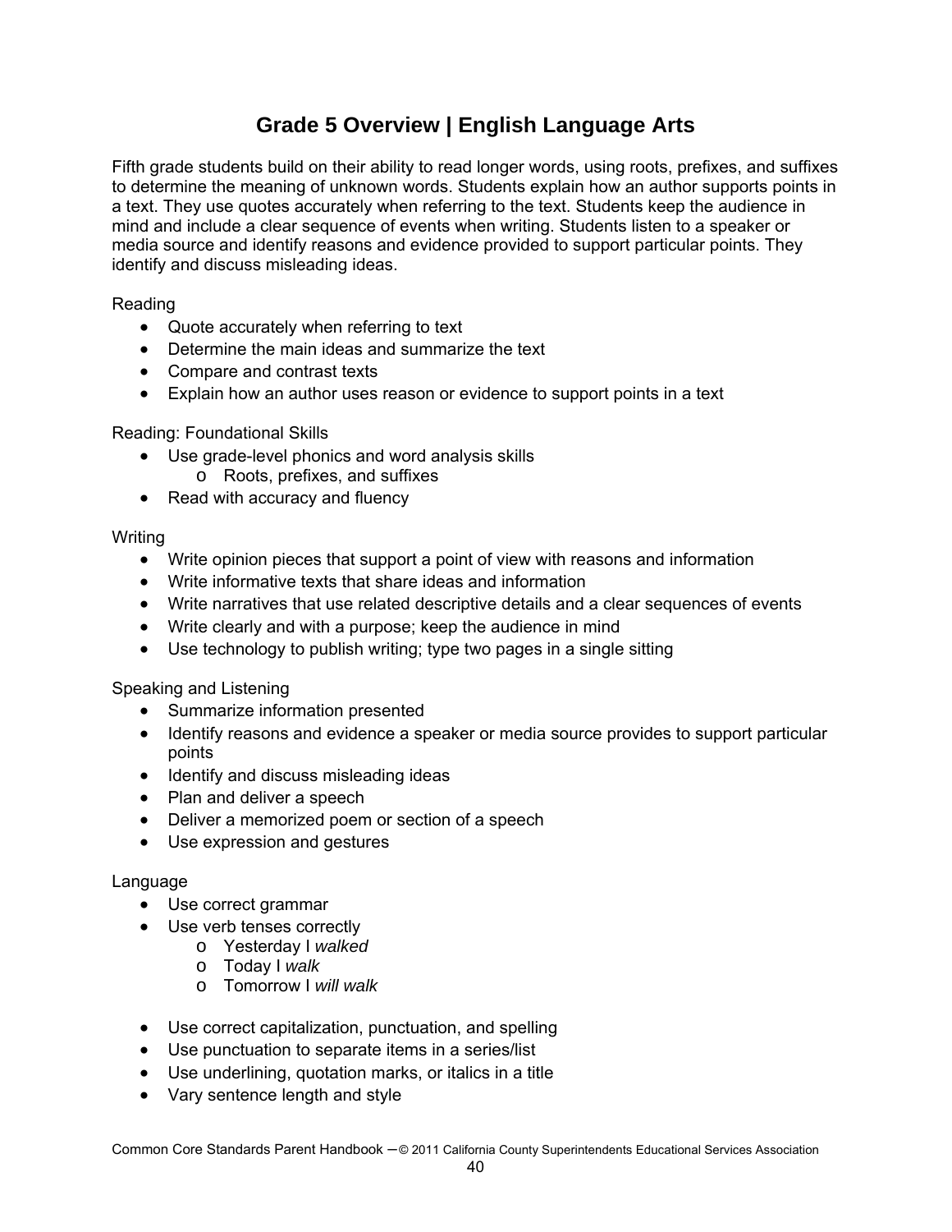# Grade 5 Overview | English Language Arts

Fifth grade students build on their ability to read longer words, using roots, prefixes, and suffixes to determine the meaning of unknown words. Students explain how an author supports points in a text. They use quotes accurately when referring to the text. Students keep the audience in mind and include a clear sequence of events when writing. Students listen to a speaker or media source and identify reasons and evidence provided to support particular points. They identify and discuss misleading ideas.

Reading

- Quote accurately when referring to text
- Determine the main ideas and summarize the text
- Compare and contrast texts
- Explain how an author uses reason or evidence to support points in a text

Reading: Foundational Skills

- Use grade-level phonics and word analysis skills
  - Roots, prefixes, and suffixes
- Read with accuracy and fluency

Writing

- Write opinion pieces that support a point of view with reasons and information
- Write informative texts that share ideas and information
- Write narratives that use related descriptive details and a clear sequences of events
- Write clearly and with a purpose; keep the audience in mind
- Use technology to publish writing; type two pages in a single sitting

Speaking and Listening

- Summarize information presented
- Identify reasons and evidence a speaker or media source provides to support particular points
- Identify and discuss misleading ideas
- Plan and deliver a speech
- Deliver a memorized poem or section of a speech
- Use expression and gestures

Language

- Use correct grammar
- Use verb tenses correctly
  - Yesterday I *walked*
  - Today I *walk*
  - Tomorrow I *will walk*
- Use correct capitalization, punctuation, and spelling
- Use punctuation to separate items in a series/list
- Use underlining, quotation marks, or italics in a title
- Vary sentence length and style

Common Core Standards Parent Handbook – © 2011 California County Superintendents Educational Services Association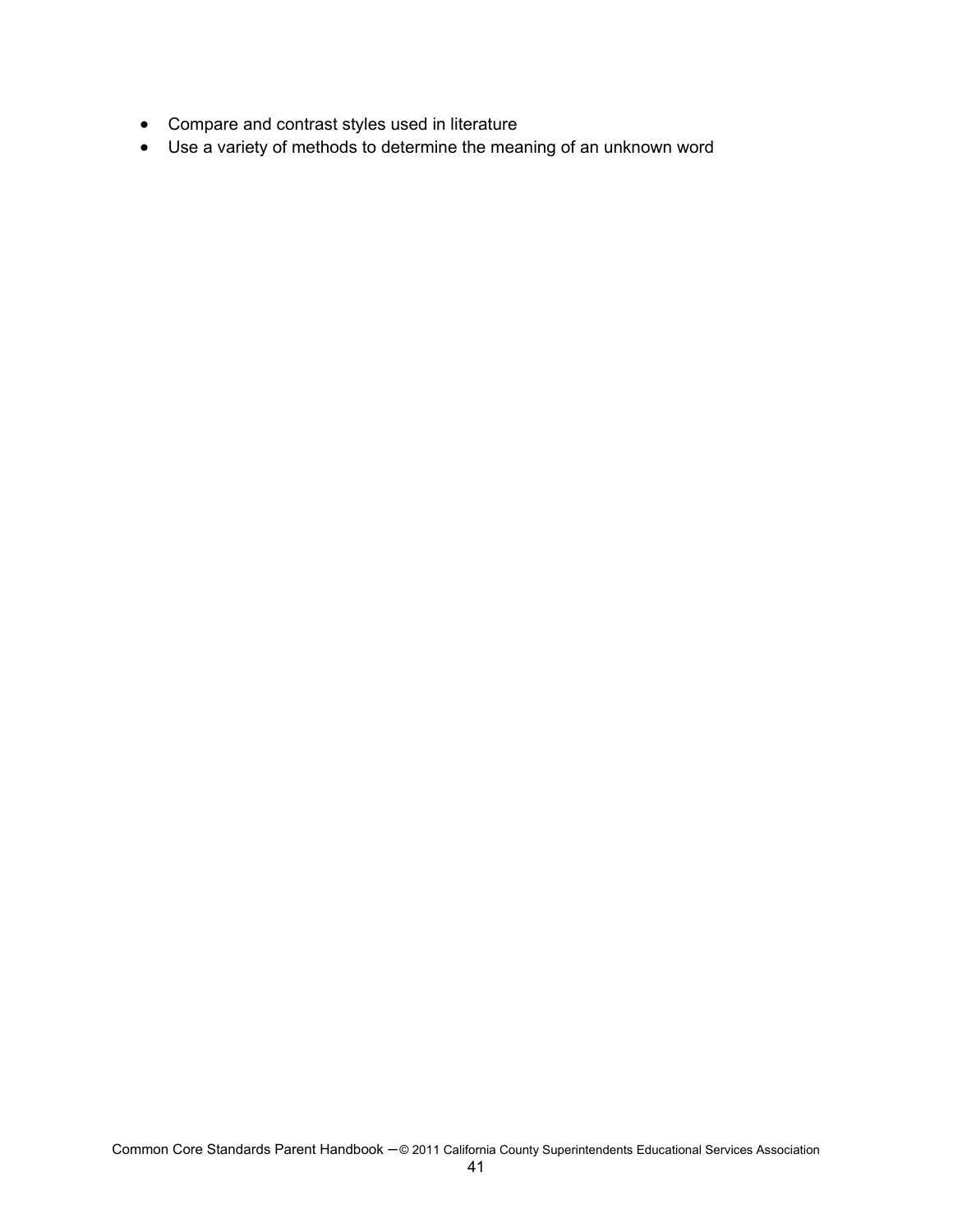- Compare and contrast styles used in literature
- Use a variety of methods to determine the meaning of an unknown word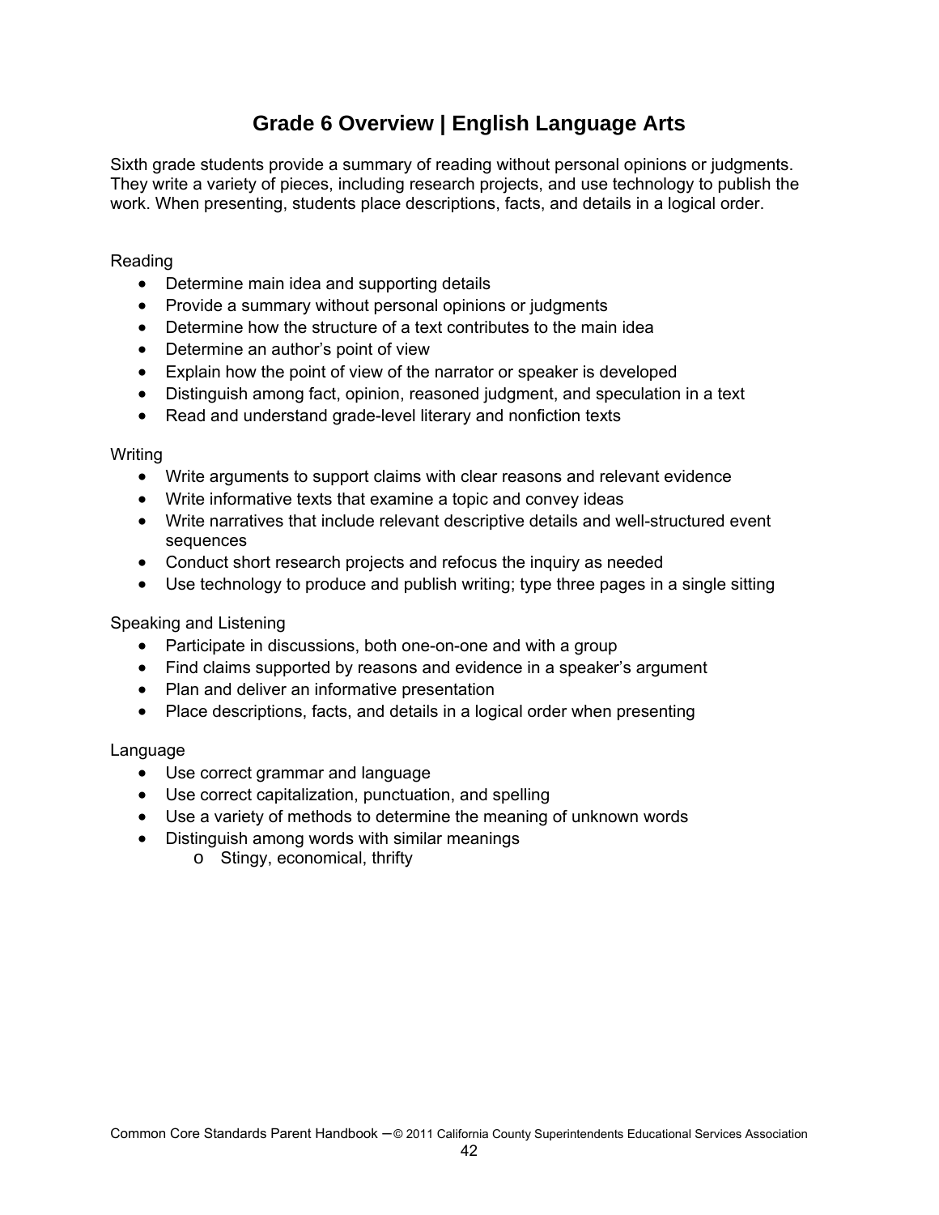# Grade 6 Overview | English Language Arts

Sixth grade students provide a summary of reading without personal opinions or judgments. They write a variety of pieces, including research projects, and use technology to publish the work. When presenting, students place descriptions, facts, and details in a logical order.

Reading

- Determine main idea and supporting details
- Provide a summary without personal opinions or judgments
- Determine how the structure of a text contributes to the main idea
- Determine an author's point of view
- Explain how the point of view of the narrator or speaker is developed
- Distinguish among fact, opinion, reasoned judgment, and speculation in a text
- Read and understand grade-level literary and nonfiction texts

Writing

- Write arguments to support claims with clear reasons and relevant evidence
- Write informative texts that examine a topic and convey ideas
- Write narratives that include relevant descriptive details and well-structured event sequences
- Conduct short research projects and refocus the inquiry as needed
- Use technology to produce and publish writing; type three pages in a single sitting

Speaking and Listening

- Participate in discussions, both one-on-one and with a group
- Find claims supported by reasons and evidence in a speaker's argument
- Plan and deliver an informative presentation
- Place descriptions, facts, and details in a logical order when presenting

Language

- Use correct grammar and language
- Use correct capitalization, punctuation, and spelling
- Use a variety of methods to determine the meaning of unknown words
- Distinguish among words with similar meanings
  - Stingy, economical, thrifty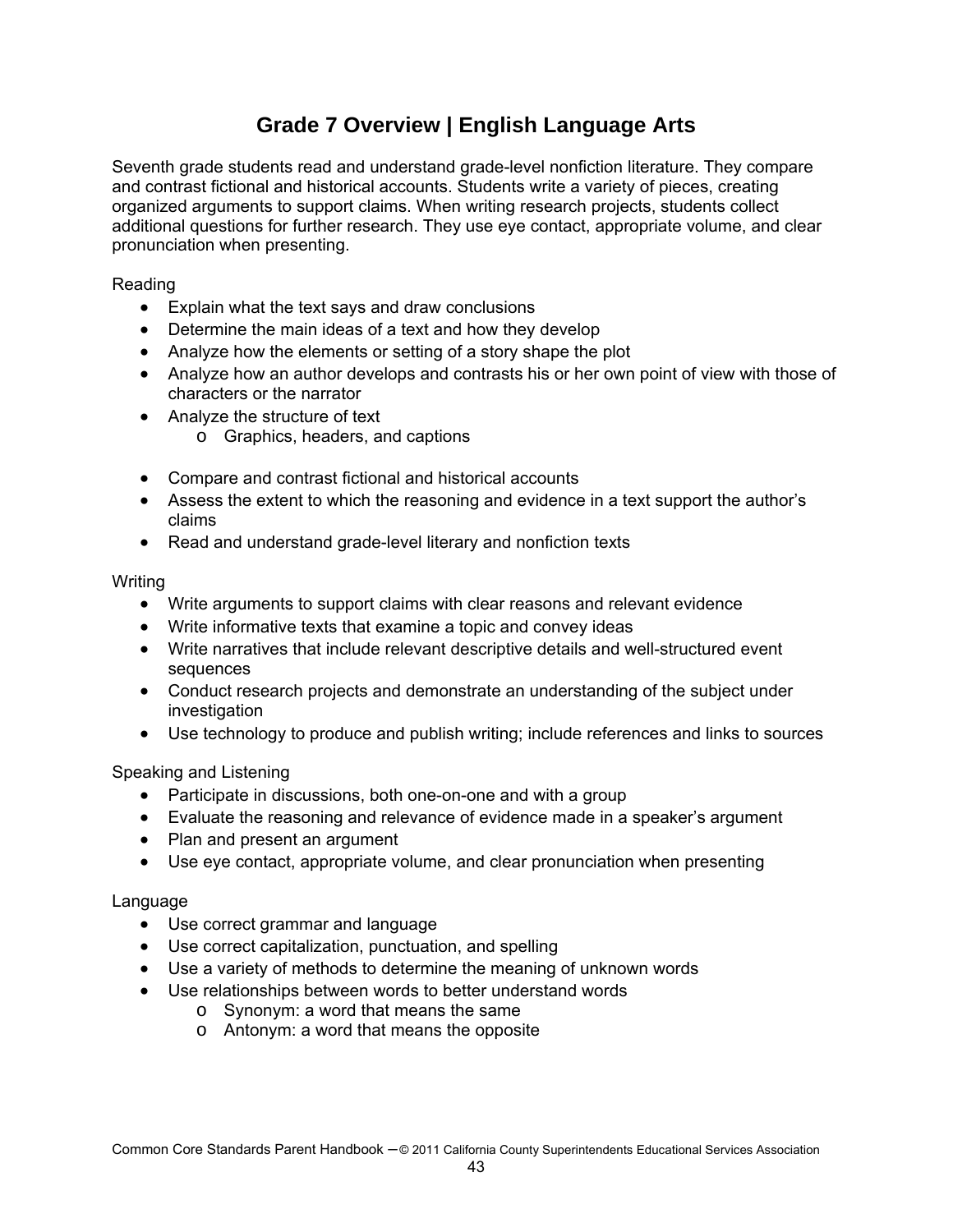# Grade 7 Overview | English Language Arts

Seventh grade students read and understand grade-level nonfiction literature. They compare and contrast fictional and historical accounts. Students write a variety of pieces, creating organized arguments to support claims. When writing research projects, students collect additional questions for further research. They use eye contact, appropriate volume, and clear pronunciation when presenting.

Reading

- Explain what the text says and draw conclusions
- Determine the main ideas of a text and how they develop
- Analyze how the elements or setting of a story shape the plot
- Analyze how an author develops and contrasts his or her own point of view with those of characters or the narrator
- Analyze the structure of text
    - Graphics, headers, and captions
- Compare and contrast fictional and historical accounts
- Assess the extent to which the reasoning and evidence in a text support the author's claims
- Read and understand grade-level literary and nonfiction texts

Writing

- Write arguments to support claims with clear reasons and relevant evidence
- Write informative texts that examine a topic and convey ideas
- Write narratives that include relevant descriptive details and well-structured event sequences
- Conduct research projects and demonstrate an understanding of the subject under investigation
- Use technology to produce and publish writing; include references and links to sources

Speaking and Listening

- Participate in discussions, both one-on-one and with a group
- Evaluate the reasoning and relevance of evidence made in a speaker's argument
- Plan and present an argument
- Use eye contact, appropriate volume, and clear pronunciation when presenting

Language

- Use correct grammar and language
- Use correct capitalization, punctuation, and spelling
- Use a variety of methods to determine the meaning of unknown words
- Use relationships between words to better understand words
    - Synonym: a word that means the same
    - Antonym: a word that means the opposite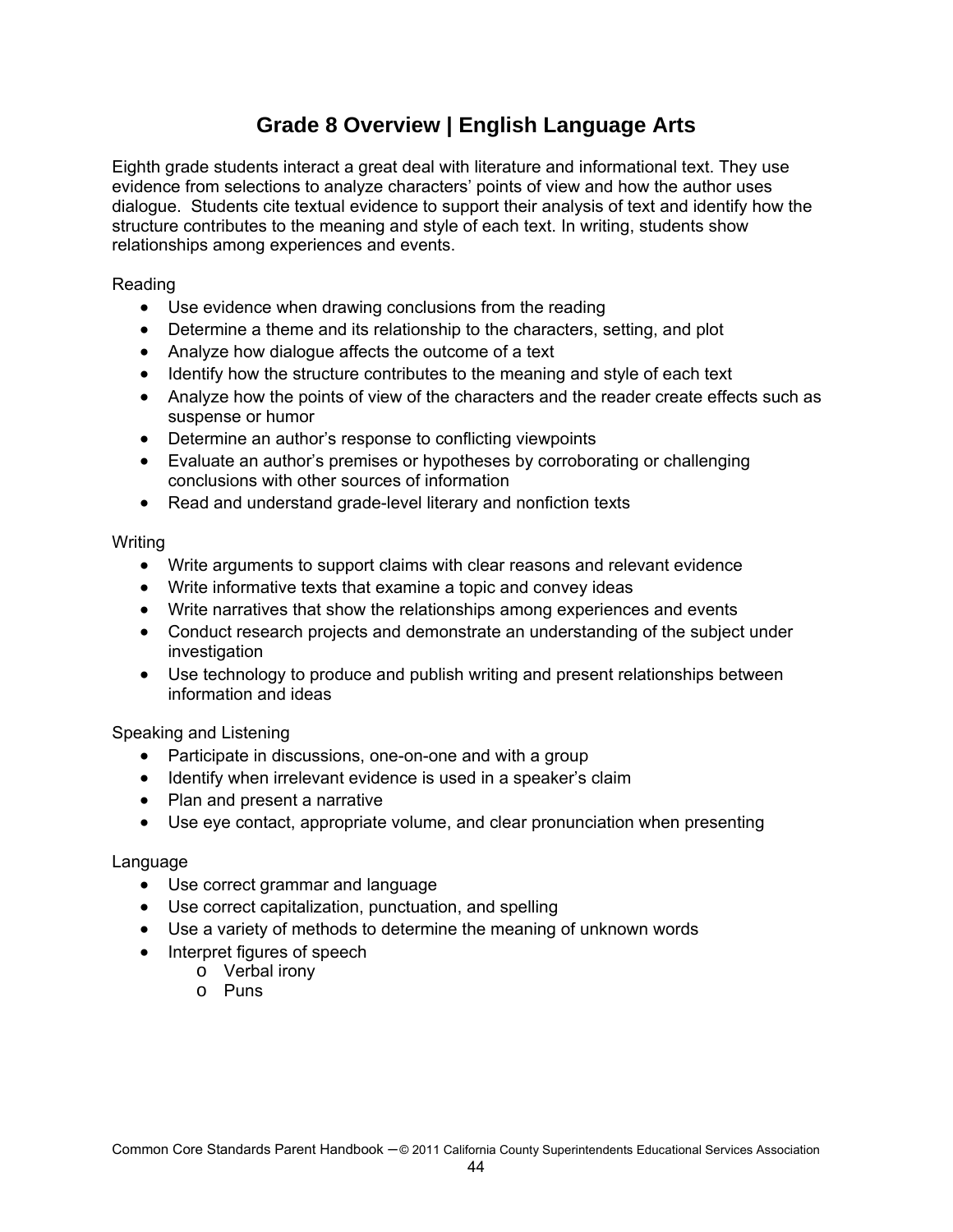# Grade 8 Overview | English Language Arts

Eighth grade students interact a great deal with literature and informational text. They use evidence from selections to analyze characters' points of view and how the author uses dialogue. Students cite textual evidence to support their analysis of text and identify how the structure contributes to the meaning and style of each text. In writing, students show relationships among experiences and events.

Reading

- Use evidence when drawing conclusions from the reading
- Determine a theme and its relationship to the characters, setting, and plot
- Analyze how dialogue affects the outcome of a text
- Identify how the structure contributes to the meaning and style of each text
- Analyze how the points of view of the characters and the reader create effects such as suspense or humor
- Determine an author's response to conflicting viewpoints
- Evaluate an author's premises or hypotheses by corroborating or challenging conclusions with other sources of information
- Read and understand grade-level literary and nonfiction texts

Writing

- Write arguments to support claims with clear reasons and relevant evidence
- Write informative texts that examine a topic and convey ideas
- Write narratives that show the relationships among experiences and events
- Conduct research projects and demonstrate an understanding of the subject under investigation
- Use technology to produce and publish writing and present relationships between information and ideas

Speaking and Listening

- Participate in discussions, one-on-one and with a group
- Identify when irrelevant evidence is used in a speaker's claim
- Plan and present a narrative
- Use eye contact, appropriate volume, and clear pronunciation when presenting

Language

- Use correct grammar and language
- Use correct capitalization, punctuation, and spelling
- Use a variety of methods to determine the meaning of unknown words
- Interpret figures of speech
    - Verbal irony
    - Puns